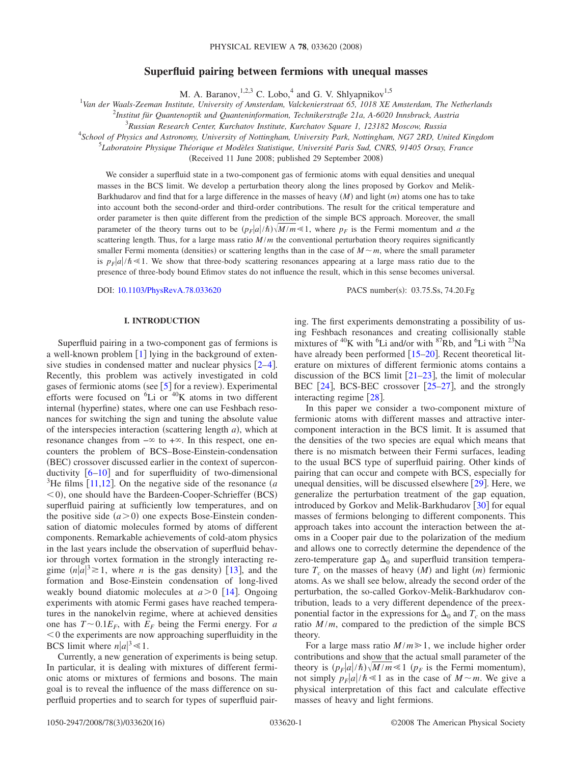# Superfluid pairing between fermions with unequal masses

M. A. Baranov,[1,2,3] C. Lobo,[4] and G. V. Shlyapnikov[1,5]

[1]Van der Waals-Zeeman Institute, University of Amsterdam, Valckenierstraat 65, 1018 XE Amsterdam, The Netherlands

[2]Institut für Quantenoptik und Quanteninformation, Technikerstraße 21a, A-6020 Innsbruck, Austria

[3]Russian Research Center, Kurchatov Institute, Kurchatov Square 1, 123182 Moscow, Russia

[4]School of Physics and Astronomy, University of Nottingham, University Park, Nottingham, NG7 2RD, United Kingdom

[5]Laboratoire Physique Théorique et Modèles Statistique, Université Paris Sud, CNRS, 91405 Orsay, France

(Received 11 June 2008; published 29 September 2008)

We consider a superfluid state in a two-component gas of fermionic atoms with equal densities and unequal masses in the BCS limit. We develop a perturbation theory along the lines proposed by Gorkov and Melik-Barkhudarov and find that for a large difference in the masses of heavy ($M$) and light ($m$) atoms one has to take into account both the second-order and third-order contributions. The result for the critical temperature and order parameter is then quite different from the prediction of the simple BCS approach. Moreover, the small parameter of the theory turns out to be $(p_F|a|/\hbar)\sqrt{M/m}\ll 1$, where $p_F$ is the Fermi momentum and $a$ the scattering length. Thus, for a large mass ratio $M/m$ the conventional perturbation theory requires significantly smaller Fermi momenta (densities) or scattering lengths than in the case of $M\sim m$, where the small parameter is $p_F|a|/\hbar\ll 1$. We show that three-body scattering resonances appearing at a large mass ratio due to the presence of three-body bound Efimov states do not influence the result, which in this sense becomes universal.

DOI: 10.1103/PhysRevA.78.033620 PACS number(s): 03.75.Ss, 74.20.Fg

## I. INTRODUCTION

Superfluid pairing in a two-component gas of fermions is a well-known problem [1] lying in the background of extensive studies in condensed matter and nuclear physics [2–4]. Recently, this problem was actively investigated in cold gases of fermionic atoms (see [5] for a review). Experimental efforts were focused on $^6$Li or $^{40}$K atoms in two different internal (hyperfine) states, where one can use Feshbach resonances for switching the sign and tuning the absolute value of the interspecies interaction (scattering length $a$), which at resonance changes from $-\infty$ to $+\infty$. In this respect, one encounters the problem of BCS–Bose-Einstein-condensation (BEC) crossover discussed earlier in the context of superconductivity [6–10] and for superfluidity of two-dimensional $^3$He films [11,12]. On the negative side of the resonance ($a<0$), one should have the Bardeen-Cooper-Schrieffer (BCS) superfluid pairing at sufficiently low temperatures, and on the positive side ($a>0$) one expects Bose-Einstein condensation of diatomic molecules formed by atoms of different components. Remarkable achievements of cold-atom physics in the last years include the observation of superfluid behavior through vortex formation in the strongly interacting regime ($n|a|^3\gtrsim 1$, where $n$ is the gas density) [13], and the formation and Bose-Einstein condensation of long-lived weakly bound diatomic molecules at $a>0$ [14]. Ongoing experiments with atomic Fermi gases have reached temperatures in the nanokelvin regime, where at achieved densities one has $T\sim 0.1E_F$, with $E_F$ being the Fermi energy. For $a<0$ the experiments are now approaching superfluidity in the BCS limit where $n|a|^3\ll 1$.

Currently, a new generation of experiments is being setup. In particular, it is dealing with mixtures of different fermionic atoms or mixtures of fermions and bosons. The main goal is to reveal the influence of the mass difference on superfluid properties and to search for types of superfluid pairing. The first experiments demonstrating a possibility of using Feshbach resonances and creating collisionally stable mixtures of $^{40}$K with $^6$Li and/or with $^{87}$Rb, and $^6$Li with $^{23}$Na have already been performed [15–20]. Recent theoretical literature on mixtures of different fermionic atoms contains a discussion of the BCS limit [21–23], the limit of molecular BEC [24], BCS-BEC crossover [25–27], and the strongly interacting regime [28].

In this paper we consider a two-component mixture of fermionic atoms with different masses and attractive intercomponent interaction in the BCS limit. It is assumed that the densities of the two species are equal which means that there is no mismatch between their Fermi surfaces, leading to the usual BCS type of superfluid pairing. Other kinds of pairing that can occur and compete with BCS, especially for unequal densities, will be discussed elsewhere [29]. Here, we generalize the perturbation treatment of the gap equation, introduced by Gorkov and Melik-Barkhudarov [30] for equal masses of fermions belonging to different components. This approach takes into account the interaction between the atoms in a Cooper pair due to the polarization of the medium and allows one to correctly determine the dependence of the zero-temperature gap $\Delta_0$ and superfluid transition temperature $T_c$ on the masses of heavy ($M$) and light ($m$) fermionic atoms. As we shall see below, already the second order of the perturbation, the so-called Gorkov-Melik-Barkhudarov contribution, leads to a very different dependence of the preexponential factor in the expressions for $\Delta_0$ and $T_c$ on the mass ratio $M/m$, compared to the prediction of the simple BCS theory.

For a large mass ratio $M/m\gg 1$, we include higher order contributions and show that the actual small parameter of the theory is $(p_F|a|/\hbar)\sqrt{M/m}\ll 1$ ($p_F$ is the Fermi momentum), not simply $p_F|a|/\hbar\ll 1$ as in the case of $M\sim m$. We give a physical interpretation of this fact and calculate effective masses of heavy and light fermions.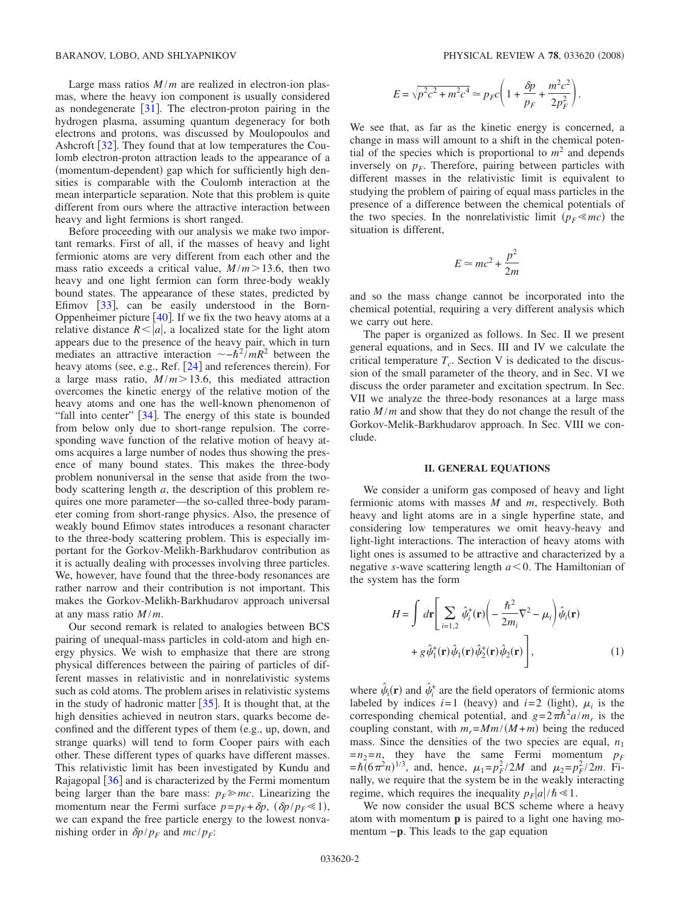Large mass ratios $M/m$ are realized in electron-ion plasmas, where the heavy ion component is usually considered as nondegenerate [31]. The electron-proton pairing in the hydrogen plasma, assuming quantum degeneracy for both electrons and protons, was discussed by Moulopoulos and Ashcroft [32]. They found that at low temperatures the Coulomb electron-proton attraction leads to the appearance of a (momentum-dependent) gap which for sufficiently high densities is comparable with the Coulomb interaction at the mean interparticle separation. Note that this problem is quite different from ours where the attractive interaction between heavy and light fermions is short ranged.

Before proceeding with our analysis we make two important remarks. First of all, if the masses of heavy and light fermionic atoms are very different from each other and the mass ratio exceeds a critical value, $M/m > 13.6$, then two heavy and one light fermion can form three-body weakly bound states. The appearance of these states, predicted by Efimov [33], can be easily understood in the Born-Oppenheimer picture [40]. If we fix the two heavy atoms at a relative distance $R < |a|$, a localized state for the light atom appears due to the presence of the heavy pair, which in turn mediates an attractive interaction $\sim -\hbar^2/mR^2$ between the heavy atoms (see, e.g., Ref. [24] and references therein). For a large mass ratio, $M/m > 13.6$, this mediated attraction overcomes the kinetic energy of the relative motion of the heavy atoms and one has the well-known phenomenon of "fall into center" [34]. The energy of this state is bounded from below only due to short-range repulsion. The corresponding wave function of the relative motion of heavy atoms acquires a large number of nodes thus showing the presence of many bound states. This makes the three-body problem nonuniversal in the sense that aside from the two-body scattering length $a$, the description of this problem requires one more parameter—the so-called three-body parameter coming from short-range physics. Also, the presence of weakly bound Efimov states introduces a resonant character to the three-body scattering problem. This is especially important for the Gorkov-Melikh-Barkhudarov contribution as it is actually dealing with processes involving three particles. We, however, have found that the three-body resonances are rather narrow and their contribution is not important. This makes the Gorkov-Melikh-Barkhudarov approach universal at any mass ratio $M/m$.

Our second remark is related to analogies between BCS pairing of unequal-mass particles in cold-atom and high energy physics. We wish to emphasize that there are strong physical differences between the pairing of particles of different masses in relativistic and in nonrelativistic systems such as cold atoms. The problem arises in relativistic systems in the study of hadronic matter [35]. It is thought that, at the high densities achieved in neutron stars, quarks become deconfined and the different types of them (e.g., up, down, and strange quarks) will tend to form Cooper pairs with each other. These different types of quarks have different masses. This relativistic limit has been investigated by Kundu and Rajagopal [36] and is characterized by the Fermi momentum being larger than the bare mass: $p_F \gg mc$. Linearizing the momentum near the Fermi surface $p = p_F + \delta p$, $(\delta p/p_F \ll 1)$, we can expand the free particle energy to the lowest nonvanishing order in $\delta p/p_F$ and $mc/p_F$:

$$E = \sqrt{p^2c^2 + m^2c^4} \simeq p_F c\left(1 + \frac{\delta p}{p_F} + \frac{m^2c^2}{2p_F^2}\right).$$

We see that, as far as the kinetic energy is concerned, a change in mass will amount to a shift in the chemical potential of the species which is proportional to $m^2$ and depends inversely on $p_F$. Therefore, pairing between particles with different masses in the relativistic limit is equivalent to studying the problem of pairing of equal mass particles in the presence of a difference between the chemical potentials of the two species. In the nonrelativistic limit $(p_F \ll mc)$ the situation is different,

$$E \simeq mc^2 + \frac{p^2}{2m}$$

and so the mass change cannot be incorporated into the chemical potential, requiring a very different analysis which we carry out here.

The paper is organized as follows. In Sec. II we present general equations, and in Secs. III and IV we calculate the critical temperature $T_c$. Section V is dedicated to the discussion of the small parameter of the theory, and in Sec. VI we discuss the order parameter and excitation spectrum. In Sec. VII we analyze the three-body resonances at a large mass ratio $M/m$ and show that they do not change the result of the Gorkov-Melik-Barkhudarov approach. In Sec. VIII we conclude.

## II. GENERAL EQUATIONS

We consider a uniform gas composed of heavy and light fermionic atoms with masses $M$ and $m$, respectively. Both heavy and light atoms are in a single hyperfine state, and considering low temperatures we omit heavy-heavy and light-light interactions. The interaction of heavy atoms with light ones is assumed to be attractive and characterized by a negative $s$-wave scattering length $a < 0$. The Hamiltonian of the system has the form

$$H = \int d\mathbf{r}\left[\sum_{i=1,2} \hat{\psi}_i^{+}(\mathbf{r})\left(-\frac{\hbar^2}{2m_i}\nabla^2 - \mu_i\right)\hat{\psi}_i(\mathbf{r}) + g\hat{\psi}_1^{+}(\mathbf{r})\hat{\psi}_1(\mathbf{r})\hat{\psi}_2^{+}(\mathbf{r})\hat{\psi}_2(\mathbf{r})\right], \tag{1}$$

where $\hat{\psi}_i(\mathbf{r})$ and $\hat{\psi}_i^{+}$ are the field operators of fermionic atoms labeled by indices $i=1$ (heavy) and $i=2$ (light), $\mu_i$ is the corresponding chemical potential, and $g = 2\pi\hbar^2 a/m_r$ is the coupling constant, with $m_r = Mm/(M+m)$ being the reduced mass. Since the densities of the two species are equal, $n_1 = n_2 = n$, they have the same Fermi momentum $p_F = \hbar(6\pi^2 n)^{1/3}$, and, hence, $\mu_1 = p_F^2/2M$ and $\mu_2 = p_F^2/2m$. Finally, we require that the system be in the weakly interacting regime, which requires the inequality $p_F|a|/\hbar \ll 1$.

We now consider the usual BCS scheme where a heavy atom with momentum $\mathbf{p}$ is paired to a light one having momentum $-\mathbf{p}$. This leads to the gap equation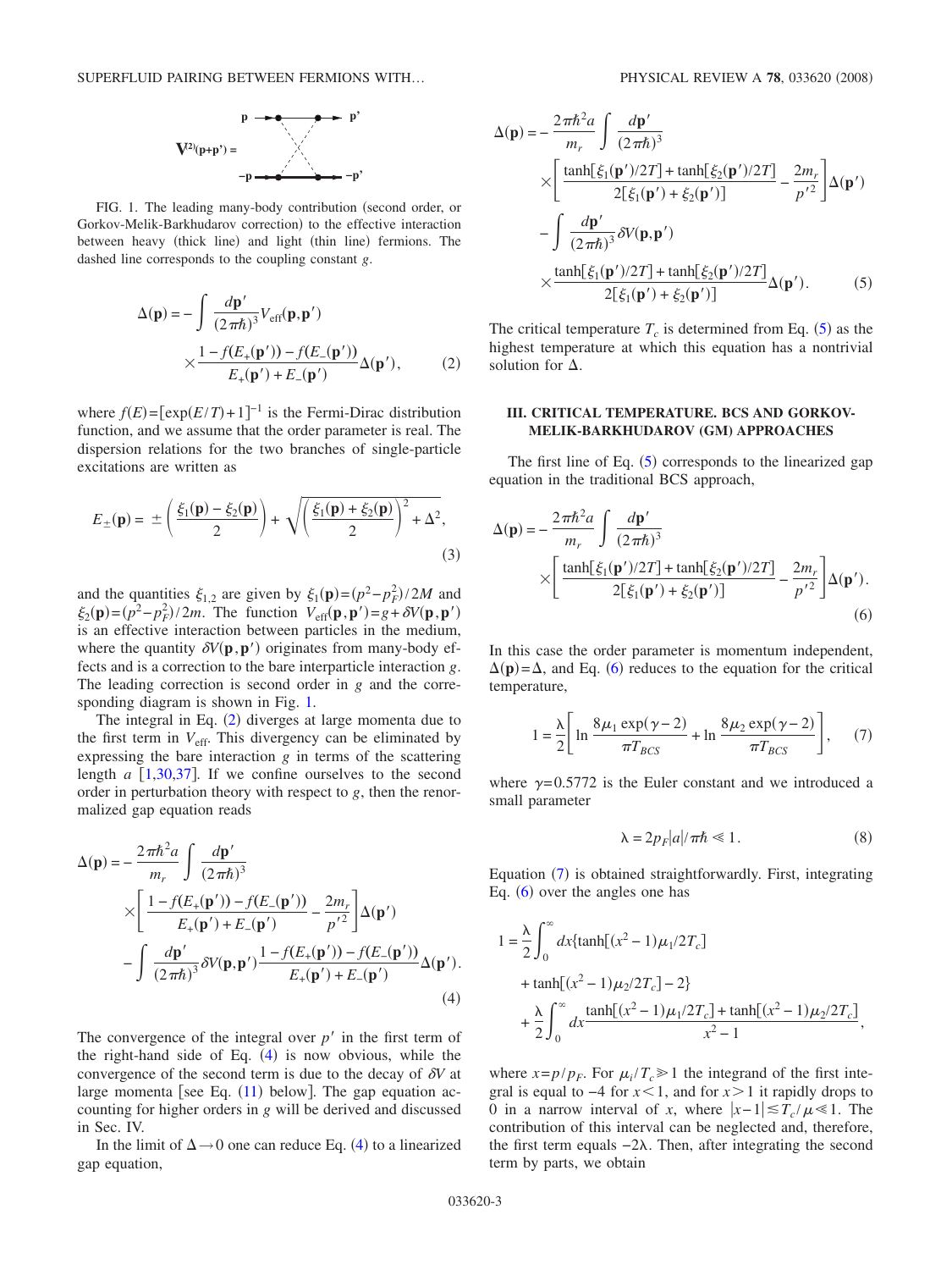FIG. 1. The leading many-body contribution (second order, or Gorkov-Melik-Barkhudarov correction) to the effective interaction between heavy (thick line) and light (thin line) fermions. The dashed line corresponds to the coupling constant $g$.

$$\Delta(\mathbf{p}) = -\int \frac{d\mathbf{p}'}{(2\pi\hbar)^3} V_{\text{eff}}(\mathbf{p},\mathbf{p}') \times \frac{1-f(E_+(\mathbf{p}'))-f(E_-(\mathbf{p}'))}{E_+(\mathbf{p}')+E_-(\mathbf{p}')}\Delta(\mathbf{p}'), \tag{2}$$

where $f(E)=[\exp(E/T)+1]^{-1}$ is the Fermi-Dirac distribution function, and we assume that the order parameter is real. The dispersion relations for the two branches of single-particle excitations are written as

$$E_{\pm}(\mathbf{p}) = \pm\left(\frac{\xi_1(\mathbf{p})-\xi_2(\mathbf{p})}{2}\right) + \sqrt{\left(\frac{\xi_1(\mathbf{p})+\xi_2(\mathbf{p})}{2}\right)^2+\Delta^2}, \tag{3}$$

and the quantities $\xi_{1,2}$ are given by $\xi_1(\mathbf{p})=(p^2-p_F^2)/2M$ and $\xi_2(\mathbf{p})=(p^2-p_F^2)/2m$. The function $V_{\text{eff}}(\mathbf{p},\mathbf{p}')=g+\delta V(\mathbf{p},\mathbf{p}')$ is an effective interaction between particles in the medium, where the quantity $\delta V(\mathbf{p},\mathbf{p}')$ originates from many-body effects and is a correction to the bare interparticle interaction $g$. The leading correction is second order in $g$ and the corresponding diagram is shown in Fig. 1.

The integral in Eq. (2) diverges at large momenta due to the first term in $V_{\text{eff}}$. This divergency can be eliminated by expressing the bare interaction $g$ in terms of the scattering length $a$ [1,30,37]. If we confine ourselves to the second order in perturbation theory with respect to $g$, then the renormalized gap equation reads

$$\begin{aligned}\Delta(\mathbf{p}) = &-\frac{2\pi\hbar^2 a}{m_r}\int \frac{d\mathbf{p}'}{(2\pi\hbar)^3}\\ &\times\left[\frac{1-f(E_+(\mathbf{p}'))-f(E_-(\mathbf{p}'))}{E_+(\mathbf{p}')+E_-(\mathbf{p}')}-\frac{2m_r}{p'^2}\right]\Delta(\mathbf{p}')\\ &-\int \frac{d\mathbf{p}'}{(2\pi\hbar)^3}\delta V(\mathbf{p},\mathbf{p}')\frac{1-f(E_+(\mathbf{p}'))-f(E_-(\mathbf{p}'))}{E_+(\mathbf{p}')+E_-(\mathbf{p}')}\Delta(\mathbf{p}').\end{aligned} \tag{4}$$

The convergence of the integral over $p'$ in the first term of the right-hand side of Eq. (4) is now obvious, while the convergence of the second term is due to the decay of $\delta V$ at large momenta [see Eq. (11) below]. The gap equation accounting for higher orders in $g$ will be derived and discussed in Sec. IV.

In the limit of $\Delta \to 0$ one can reduce Eq. (4) to a linearized gap equation,

$$\begin{aligned}\Delta(\mathbf{p}) = &-\frac{2\pi\hbar^2 a}{m_r}\int \frac{d\mathbf{p}'}{(2\pi\hbar)^3}\\ &\times\left[\frac{\tanh[\xi_1(\mathbf{p}')/2T]+\tanh[\xi_2(\mathbf{p}')/2T]}{2[\xi_1(\mathbf{p}')+\xi_2(\mathbf{p}')]}-\frac{2m_r}{p'^2}\right]\Delta(\mathbf{p}')\\ &-\int \frac{d\mathbf{p}'}{(2\pi\hbar)^3}\delta V(\mathbf{p},\mathbf{p}')\\ &\times\frac{\tanh[\xi_1(\mathbf{p}')/2T]+\tanh[\xi_2(\mathbf{p}')/2T]}{2[\xi_1(\mathbf{p}')+\xi_2(\mathbf{p}')]}\Delta(\mathbf{p}').\end{aligned} \tag{5}$$

The critical temperature $T_c$ is determined from Eq. (5) as the highest temperature at which this equation has a nontrivial solution for $\Delta$.

## III. CRITICAL TEMPERATURE. BCS AND GORKOV-MELIK-BARKHUDAROV (GM) APPROACHES

The first line of Eq. (5) corresponds to the linearized gap equation in the traditional BCS approach,

$$\begin{aligned}\Delta(\mathbf{p}) = &-\frac{2\pi\hbar^2 a}{m_r}\int \frac{d\mathbf{p}'}{(2\pi\hbar)^3}\\ &\times\left[\frac{\tanh[\xi_1(\mathbf{p}')/2T]+\tanh[\xi_2(\mathbf{p}')/2T]}{2[\xi_1(\mathbf{p}')+\xi_2(\mathbf{p}')]}-\frac{2m_r}{p'^2}\right]\Delta(\mathbf{p}').\end{aligned} \tag{6}$$

In this case the order parameter is momentum independent, $\Delta(\mathbf{p})=\Delta$, and Eq. (6) reduces to the equation for the critical temperature,

$$1 = \frac{\lambda}{2}\left[\ln\frac{8\mu_1\exp(\gamma-2)}{\pi T_{BCS}} + \ln\frac{8\mu_2\exp(\gamma-2)}{\pi T_{BCS}}\right], \tag{7}$$

where $\gamma=0.5772$ is the Euler constant and we introduced a small parameter

$$\lambda = 2p_F|a|/\pi\hbar \ll 1. \tag{8}$$

Equation (7) is obtained straightforwardly. First, integrating Eq. (6) over the angles one has

$$\begin{aligned}1 = &\frac{\lambda}{2}\int_0^\infty dx\{\tanh[(x^2-1)\mu_1/2T_c]\\ &+\tanh[(x^2-1)\mu_2/2T_c]-2\}\\ &+\frac{\lambda}{2}\int_0^\infty dx\frac{\tanh[(x^2-1)\mu_1/2T_c]+\tanh[(x^2-1)\mu_2/2T_c]}{x^2-1},\end{aligned}$$

where $x=p/p_F$. For $\mu_i/T_c \gg 1$ the integrand of the first integral is equal to $-4$ for $x<1$, and for $x>1$ it rapidly drops to 0 in a narrow interval of $x$, where $|x-1| \lesssim T_c/\mu \ll 1$. The contribution of this interval can be neglected and, therefore, the first term equals $-2\lambda$. Then, after integrating the second term by parts, we obtain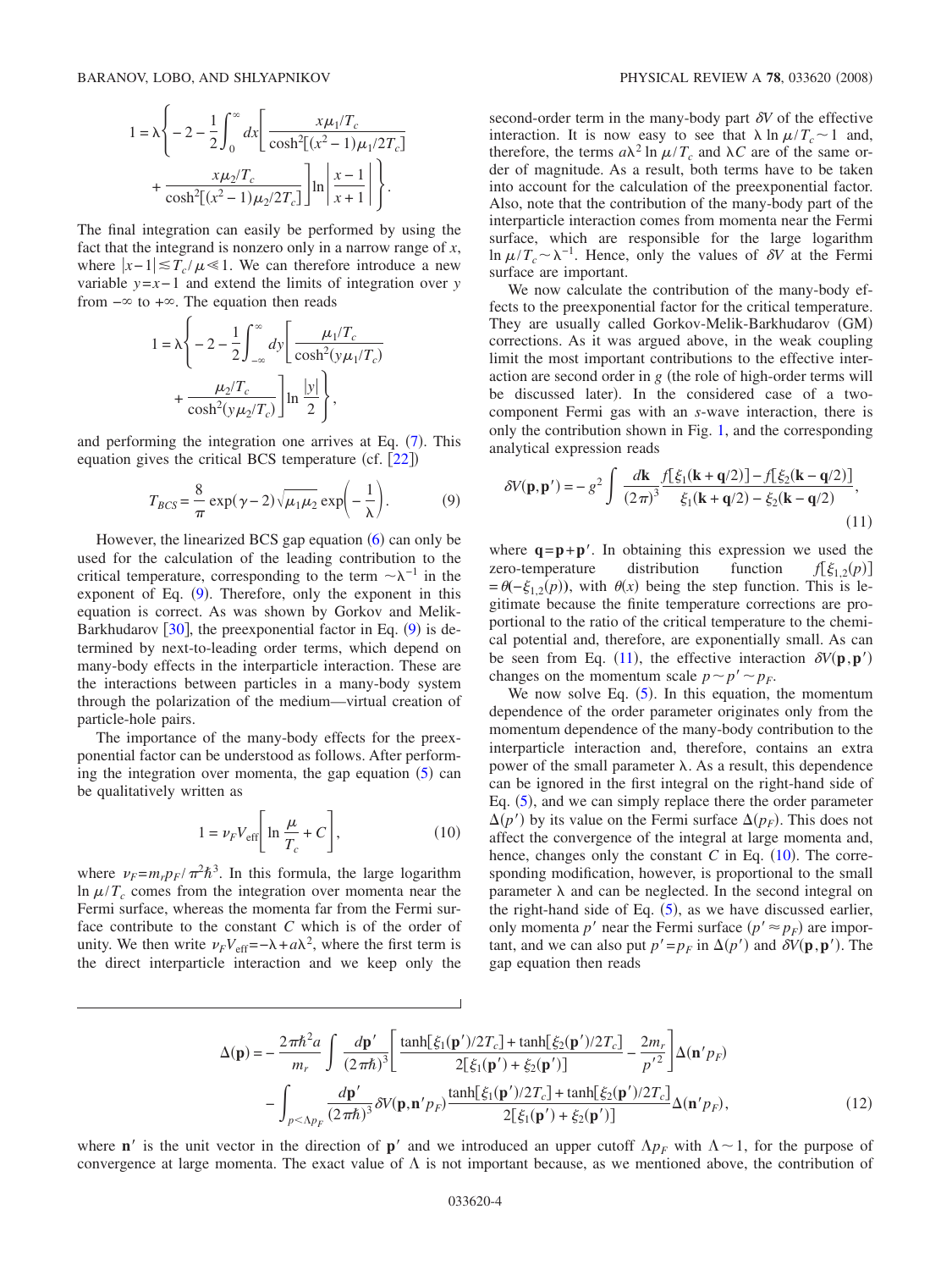$$1 = \lambda \left\{ -2 - \frac{1}{2} \int_0^\infty dx \left[ \frac{x\mu_1/T_c}{\cosh^2[(x^2-1)\mu_1/2T_c]} + \frac{x\mu_2/T_c}{\cosh^2[(x^2-1)\mu_2/2T_c]} \right] \ln \left| \frac{x-1}{x+1} \right| \right\}.$$

The final integration can easily be performed by using the fact that the integrand is nonzero only in a narrow range of $x$, where $|x-1| \lesssim T_c/\mu \ll 1$. We can therefore introduce a new variable $y = x-1$ and extend the limits of integration over $y$ from $-\infty$ to $+\infty$. The equation then reads

$$1 = \lambda \left\{ -2 - \frac{1}{2} \int_{-\infty}^\infty dy \left[ \frac{\mu_1/T_c}{\cosh^2(y\mu_1/T_c)} + \frac{\mu_2/T_c}{\cosh^2(y\mu_2/T_c)} \right] \ln \frac{|y|}{2} \right\},$$

and performing the integration one arrives at Eq. (7). This equation gives the critical BCS temperature (cf. [22])

$$T_{BCS} = \frac{8}{\pi} \exp(\gamma - 2) \sqrt{\mu_1 \mu_2} \exp\left(-\frac{1}{\lambda}\right). \tag{9}$$

However, the linearized BCS gap equation (6) can only be used for the calculation of the leading contribution to the critical temperature, corresponding to the term $\sim \lambda^{-1}$ in the exponent of Eq. (9). Therefore, only the exponent in this equation is correct. As was shown by Gorkov and Melik-Barkhudarov [30], the preexponential factor in Eq. (9) is determined by next-to-leading order terms, which depend on many-body effects in the interparticle interaction. These are the interactions between particles in a many-body system through the polarization of the medium—virtual creation of particle-hole pairs.

The importance of the many-body effects for the preexponential factor can be understood as follows. After performing the integration over momenta, the gap equation (5) can be qualitatively written as

$$1 = \nu_F V_{\text{eff}} \left[ \ln \frac{\mu}{T_c} + C \right], \tag{10}$$

where $\nu_F = m_r p_F / \pi^2 \hbar^3$. In this formula, the large logarithm $\ln \mu/T_c$ comes from the integration over momenta near the Fermi surface, whereas the momenta far from the Fermi surface contribute to the constant $C$ which is of the order of unity. We then write $\nu_F V_{\text{eff}} = -\lambda + a\lambda^2$, where the first term is the direct interparticle interaction and we keep only the second-order term in the many-body part $\delta V$ of the effective interaction. It is now easy to see that $\lambda \ln \mu/T_c \sim 1$ and, therefore, the terms $a\lambda^2 \ln \mu/T_c$ and $\lambda C$ are of the same order of magnitude. As a result, both terms have to be taken into account for the calculation of the preexponential factor. Also, note that the contribution of the many-body part of the interparticle interaction comes from momenta near the Fermi surface, which are responsible for the large logarithm $\ln \mu/T_c \sim \lambda^{-1}$. Hence, only the values of $\delta V$ at the Fermi surface are important.

We now calculate the contribution of the many-body effects to the preexponential factor for the critical temperature. They are usually called Gorkov-Melik-Barkhudarov (GM) corrections. As it was argued above, in the weak coupling limit the most important contributions to the effective interaction are second order in $g$ (the role of high-order terms will be discussed later). In the considered case of a two-component Fermi gas with an $s$-wave interaction, there is only the contribution shown in Fig. 1, and the corresponding analytical expression reads

$$\delta V(\mathbf{p}, \mathbf{p}') = -g^2 \int \frac{d\mathbf{k}}{(2\pi)^3} \frac{f[\xi_1(\mathbf{k}+\mathbf{q}/2)] - f[\xi_2(\mathbf{k}-\mathbf{q}/2)]}{\xi_1(\mathbf{k}+\mathbf{q}/2) - \xi_2(\mathbf{k}-\mathbf{q}/2)}, \tag{11}$$

where $\mathbf{q} = \mathbf{p} + \mathbf{p}'$. In obtaining this expression we used the zero-temperature distribution function $f[\xi_{1,2}(p)] = \theta(-\xi_{1,2}(p))$, with $\theta(x)$ being the step function. This is legitimate because the finite temperature corrections are proportional to the ratio of the critical temperature to the chemical potential and, therefore, are exponentially small. As can be seen from Eq. (11), the effective interaction $\delta V(\mathbf{p}, \mathbf{p}')$ changes on the momentum scale $p \sim p' \sim p_F$.

We now solve Eq. (5). In this equation, the momentum dependence of the order parameter originates only from the momentum dependence of the many-body contribution to the interparticle interaction and, therefore, contains an extra power of the small parameter $\lambda$. As a result, this dependence can be ignored in the first integral on the right-hand side of Eq. (5), and we can simply replace there the order parameter $\Delta(p')$ by its value on the Fermi surface $\Delta(p_F)$. This does not affect the convergence of the integral at large momenta and, hence, changes only the constant $C$ in Eq. (10). The corresponding modification, however, is proportional to the small parameter $\lambda$ and can be neglected. In the second integral on the right-hand side of Eq. (5), as we have discussed earlier, only momenta $p'$ near the Fermi surface ($p' \approx p_F$) are important, and we can also put $p' = p_F$ in $\Delta(p')$ and $\delta V(\mathbf{p}, \mathbf{p}')$. The gap equation then reads

$$\Delta(\mathbf{p}) = -\frac{2\pi\hbar^2 a}{m_r} \int \frac{d\mathbf{p}'}{(2\pi\hbar)^3} \left[ \frac{\tanh[\xi_1(\mathbf{p}')/2T_c] + \tanh[\xi_2(\mathbf{p}')/2T_c]}{2[\xi_1(\mathbf{p}') + \xi_2(\mathbf{p}')]} - \frac{2m_r}{p'^2} \right] \Delta(\mathbf{n}' p_F) - \int_{p < \Lambda p_F} \frac{d\mathbf{p}'}{(2\pi\hbar)^3} \delta V(\mathbf{p}, \mathbf{n}' p_F) \frac{\tanh[\xi_1(\mathbf{p}')/2T_c] + \tanh[\xi_2(\mathbf{p}')/2T_c]}{2[\xi_1(\mathbf{p}') + \xi_2(\mathbf{p}')]} \Delta(\mathbf{n}' p_F), \tag{12}$$

where $\mathbf{n}'$ is the unit vector in the direction of $\mathbf{p}'$ and we introduced an upper cutoff $\Lambda p_F$ with $\Lambda \sim 1$, for the purpose of convergence at large momenta. The exact value of $\Lambda$ is not important because, as we mentioned above, the contribution of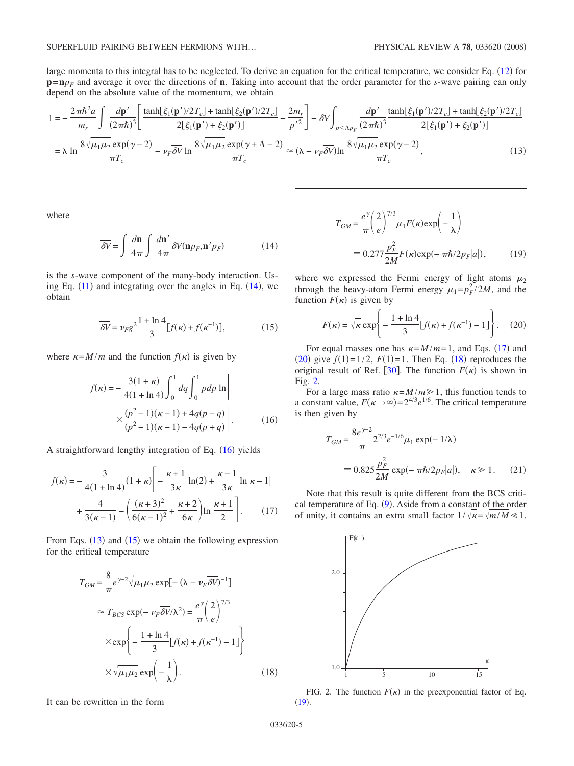large momenta to this integral has to be neglected. To derive an equation for the critical temperature, we consider Eq. (12) for $\mathbf{p}=\mathbf{n}p_F$ and average it over the directions of $\mathbf{n}$. Taking into account that the order parameter for the $s$-wave pairing can only depend on the absolute value of the momentum, we obtain

$$
\begin{aligned}
1 &= -\frac{2\pi\hbar^2 a}{m_r}\int \frac{d\mathbf{p}'}{(2\pi\hbar)^3}\left[\frac{\tanh[\xi_1(\mathbf{p}')/2T_c]+\tanh[\xi_2(\mathbf{p}')/2T_c]}{2[\xi_1(\mathbf{p}')+\xi_2(\mathbf{p}')]} - \frac{2m_r}{p'^2}\right] - \overline{\delta V}\int_{p<\Lambda p_F}\frac{d\mathbf{p}'}{(2\pi\hbar)^3}\frac{\tanh[\xi_1(\mathbf{p}')/2T_c]+\tanh[\xi_2(\mathbf{p}')/2T_c]}{2[\xi_1(\mathbf{p}')+\xi_2(\mathbf{p}')]} \\
&= \lambda \ln\frac{8\sqrt{\mu_1\mu_2}\exp(\gamma-2)}{\pi T_c} - \nu_F\overline{\delta V}\ln\frac{8\sqrt{\mu_1\mu_2}\exp(\gamma+\Lambda-2)}{\pi T_c} \approx (\lambda-\nu_F\overline{\delta V})\ln\frac{8\sqrt{\mu_1\mu_2}\exp(\gamma-2)}{\pi T_c},
\end{aligned}
\tag{13}
$$

where

$$
\overline{\delta V} = \int\frac{d\mathbf{n}}{4\pi}\int\frac{d\mathbf{n}'}{4\pi}\delta V(\mathbf{n}p_F,\mathbf{n}'p_F) \tag{14}
$$

is the $s$-wave component of the many-body interaction. Using Eq. (11) and integrating over the angles in Eq. (14), we obtain

$$
\overline{\delta V} = \nu_F g^2\frac{1+\ln 4}{3}[f(\kappa)+f(\kappa^{-1})], \tag{15}
$$

where $\kappa=M/m$ and the function $f(\kappa)$ is given by

$$
f(\kappa) = -\frac{3(1+\kappa)}{4(1+\ln 4)}\int_0^1 dq\int_0^1 pdp\,\ln\left|\frac{(p^2-1)(\kappa-1)+4q(p-q)}{(p^2-1)(\kappa-1)-4q(p+q)}\right|. \tag{16}
$$

A straightforward lengthy integration of Eq. (16) yields

$$
f(\kappa) = -\frac{3}{4(1+\ln 4)}(1+\kappa)\left[-\frac{\kappa+1}{3\kappa}\ln(2)+\frac{\kappa-1}{3\kappa}\ln|\kappa-1| + \frac{4}{3(\kappa-1)} - \left(\frac{(\kappa+3)^2}{6(\kappa-1)^2}+\frac{\kappa+2}{6\kappa}\right)\ln\frac{\kappa+1}{2}\right]. \tag{17}
$$

From Eqs. (13) and (15) we obtain the following expression for the critical temperature

$$
\begin{aligned}
T_{GM} &= \frac{8}{\pi}e^{\gamma-2}\sqrt{\mu_1\mu_2}\exp[-(\lambda-\nu_F\overline{\delta V})^{-1}] \\
&\approx T_{BCS}\exp(-\nu_F\overline{\delta V}/\lambda^2) = \frac{e^\gamma}{\pi}\left(\frac{2}{e}\right)^{7/3} \\
&\quad\times\exp\left\{-\frac{1+\ln 4}{3}[f(\kappa)+f(\kappa^{-1})-1]\right\} \\
&\quad\times\sqrt{\mu_1\mu_2}\exp\left(-\frac{1}{\lambda}\right).
\end{aligned}
\tag{18}
$$

It can be rewritten in the form

$$
\begin{aligned}
T_{GM} &= \frac{e^\gamma}{\pi}\left(\frac{2}{e}\right)^{7/3}\mu_1 F(\kappa)\exp\left(-\frac{1}{\lambda}\right) \\
&\equiv 0.277\frac{p_F^2}{2M}F(\kappa)\exp(-\pi\hbar/2p_F|a|),
\end{aligned}
\tag{19}
$$

where we expressed the Fermi energy of light atoms $\mu_2$ through the heavy-atom Fermi energy $\mu_1=p_F^2/2M$, and the function $F(\kappa)$ is given by

$$
F(\kappa) = \sqrt{\kappa}\exp\left\{-\frac{1+\ln 4}{3}[f(\kappa)+f(\kappa^{-1})-1]\right\}. \tag{20}
$$

For equal masses one has $\kappa=M/m=1$, and Eqs. (17) and (20) give $f(1)=1/2$, $F(1)=1$. Then Eq. (18) reproduces the original result of Ref. [30]. The function $F(\kappa)$ is shown in Fig. 2.

For a large mass ratio $\kappa=M/m\gg 1$, this function tends to a constant value, $F(\kappa\to\infty)=2^{4/3}e^{1/6}$. The critical temperature is then given by

$$
\begin{aligned}
T_{GM} &= \frac{8e^{\gamma-2}}{\pi}2^{2/3}e^{-1/6}\mu_1\exp(-1/\lambda) \\
&\equiv 0.825\frac{p_F^2}{2M}\exp(-\pi\hbar/2p_F|a|), \quad \kappa\gg 1.
\end{aligned}
\tag{21}
$$

Note that this result is quite different from the BCS critical temperature of Eq. (9). Aside from a constant of the order of unity, it contains an extra small factor $1/\sqrt{\kappa}=\sqrt{m/M}\ll 1$.

FIG. 2. The function $F(\kappa)$ in the preexponential factor of Eq. (19).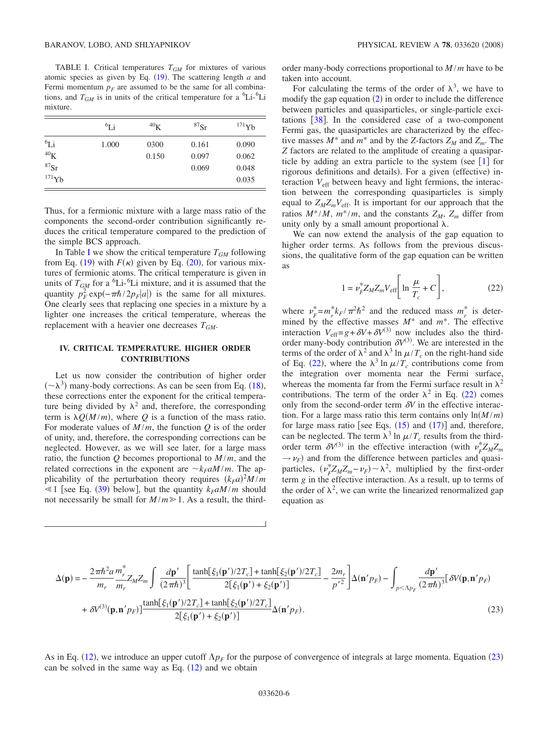TABLE I. Critical temperatures $T_{GM}$ for mixtures of various atomic species as given by Eq. (19). The scattering length $a$ and Fermi momentum $p_F$ are assumed to be the same for all combinations, and $T_{GM}$ is in units of the critical temperature for a $^6$Li-$^6$Li mixture.

| | $^6$Li | $^{40}$K | $^{87}$Sr | $^{171}$Yb |
|---|---|---|---|---|
| $^6$Li | 1.000 | 0300 | 0.161 | 0.090 |
| $^{40}$K | | 0.150 | 0.097 | 0.062 |
| $^{87}$Sr | | | 0.069 | 0.048 |
| $^{171}$Yb | | | | 0.035 |

Thus, for a fermionic mixture with a large mass ratio of the components the second-order contribution significantly reduces the critical temperature compared to the prediction of the simple BCS approach.

In Table I we show the critical temperature $T_{GM}$ following from Eq. (19) with $F(\kappa)$ given by Eq. (20), for various mixtures of fermionic atoms. The critical temperature is given in units of $T_{GM}$ for a $^6$Li-$^6$Li mixture, and it is assumed that the quantity $p_F^2 \exp(-\pi\hbar/2p_F|a|)$ is the same for all mixtures. One clearly sees that replacing one species in a mixture by a lighter one increases the critical temperature, whereas the replacement with a heavier one decreases $T_{GM}$.

## IV. CRITICAL TEMPERATURE. HIGHER ORDER CONTRIBUTIONS

Let us now consider the contribution of higher order ($\sim\lambda^3$) many-body corrections. As can be seen from Eq. (18), these corrections enter the exponent for the critical temperature being divided by $\lambda^2$ and, therefore, the corresponding term is $\lambda Q(M/m)$, where $Q$ is a function of the mass ratio. For moderate values of $M/m$, the function $Q$ is of the order of unity, and, therefore, the corresponding corrections can be neglected. However, as we will see later, for a large mass ratio, the function $Q$ becomes proportional to $M/m$, and the related corrections in the exponent are $\sim k_F a M/m$. The applicability of the perturbation theory requires $(k_F a)^2 M/m \ll 1$ [see Eq. (39) below], but the quantity $k_F a M/m$ should not necessarily be small for $M/m \gg 1$. As a result, the third-order many-body corrections proportional to $M/m$ have to be taken into account.

For calculating the terms of the order of $\lambda^3$, we have to modify the gap equation (2) in order to include the difference between particles and quasiparticles, or single-particle excitations [38]. In the considered case of a two-component Fermi gas, the quasiparticles are characterized by the effective masses $M^*$ and $m^*$ and by the $Z$-factors $Z_M$ and $Z_m$. The $Z$ factors are related to the amplitude of creating a quasiparticle by adding an extra particle to the system (see [1] for rigorous definitions and details). For a given (effective) interaction $V_{\text{eff}}$ between heavy and light fermions, the interaction between the corresponding quasiparticles is simply equal to $Z_M Z_m V_{\text{eff}}$. It is important for our approach that the ratios $M^*/M$, $m^*/m$, and the constants $Z_M$, $Z_m$ differ from unity only by a small amount proportional $\lambda$.

We can now extend the analysis of the gap equation to higher order terms. As follows from the previous discussions, the qualitative form of the gap equation can be written as

$$1 = \nu_F^* Z_M Z_m V_{\text{eff}} \left[ \ln \frac{\mu}{T_c} + C \right], \tag{22}$$

where $\nu_F^* = m_r^* k_F / \pi^2 \hbar^2$ and the reduced mass $m_r^*$ is determined by the effective masses $M^*$ and $m^*$. The effective interaction $V_{\text{eff}} = g + \delta V + \delta V^{(3)}$ now includes also the third-order many-body contribution $\delta V^{(3)}$. We are interested in the terms of the order of $\lambda^2$ and $\lambda^3 \ln \mu/T_c$ on the right-hand side of Eq. (22), where the $\lambda^3 \ln \mu/T_c$ contributions come from the integration over momenta near the Fermi surface, whereas the momenta far from the Fermi surface result in $\lambda^2$ contributions. The term of the order $\lambda^2$ in Eq. (22) comes only from the second-order term $\delta V$ in the effective interaction. For a large mass ratio this term contains only $\ln(M/m)$ for large mass ratio [see Eqs. (15) and (17)] and, therefore, can be neglected. The term $\lambda^3 \ln \mu/T_c$ results from the third-order term $\delta V^{(3)}$ in the effective interaction (with $\nu_F^* Z_M Z_m \to \nu_F$) and from the difference between particles and quasiparticles, $(\nu_F^* Z_M Z_m - \nu_F) \sim \lambda^2$, multiplied by the first-order term $g$ in the effective interaction. As a result, up to terms of the order of $\lambda^2$, we can write the linearized renormalized gap equation as

$$\Delta(\mathbf{p}) = -\frac{2\pi\hbar^2 a}{m_r}\frac{m_r^*}{m_r} Z_M Z_m \int \frac{d\mathbf{p}'}{(2\pi\hbar)^3}\left[\frac{\tanh[\xi_1(\mathbf{p}')/2T_c] + \tanh[\xi_2(\mathbf{p}')/2T_c]}{2[\xi_1(\mathbf{p}') + \xi_2(\mathbf{p}')]} - \frac{2m_r}{p'^2}\right]\Delta(\mathbf{n}' p_F) - \int_{p<\Lambda p_F}\frac{d\mathbf{p}'}{(2\pi\hbar)^3}[\delta V(\mathbf{p},\mathbf{n}' p_F)$$

$$+ \delta V^{(3)}(\mathbf{p},\mathbf{n}' p_F)]\frac{\tanh[\xi_1(\mathbf{p}')/2T_c] + \tanh[\xi_2(\mathbf{p}')/2T_c]}{2[\xi_1(\mathbf{p}') + \xi_2(\mathbf{p}')]}\Delta(\mathbf{n}' p_F). \tag{23}$$

As in Eq. (12), we introduce an upper cutoff $\Lambda p_F$ for the purpose of convergence of integrals at large momenta. Equation (23) can be solved in the same way as Eq. (12) and we obtain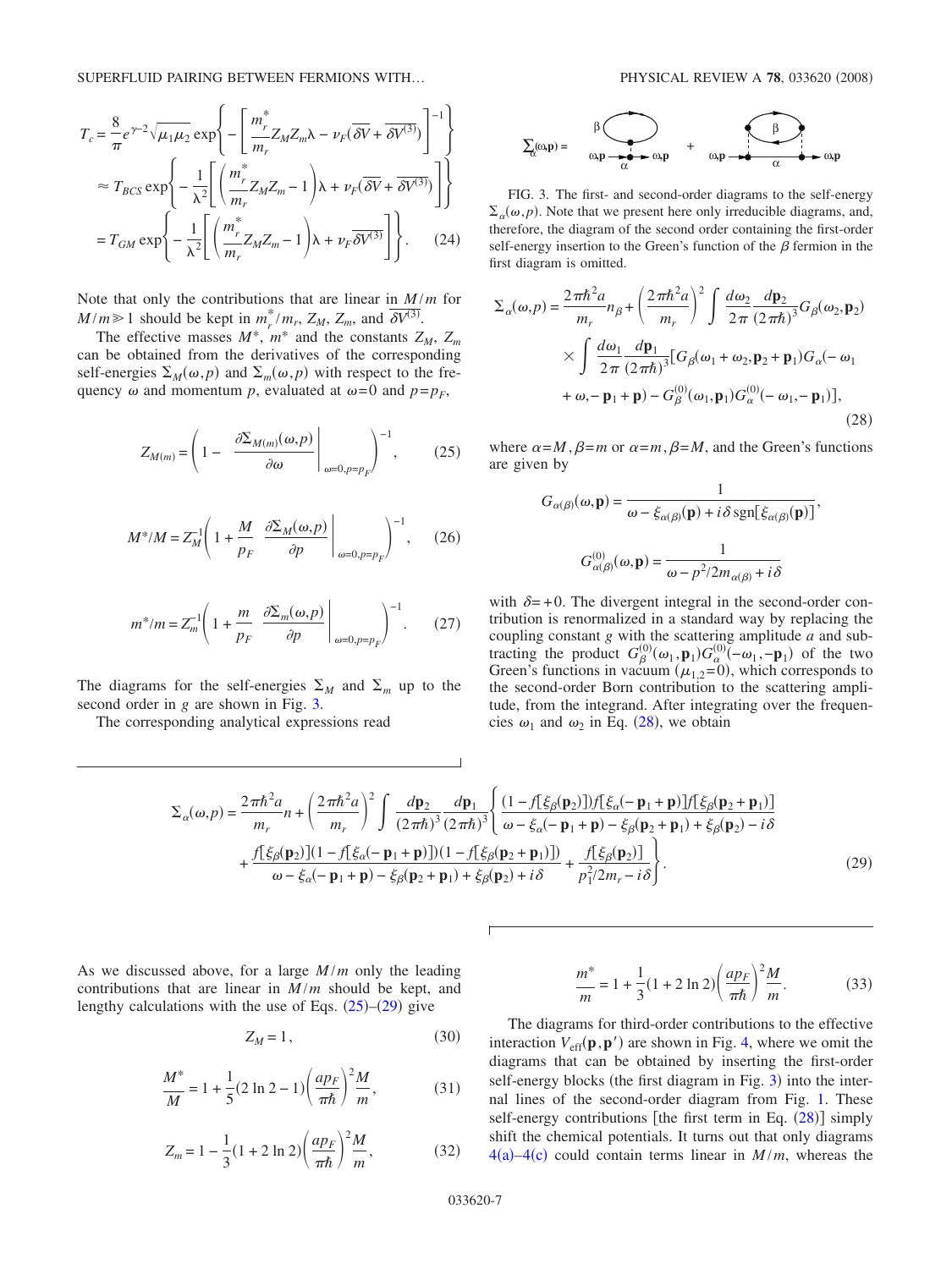$$T_c = \frac{8}{\pi} e^{\gamma-2} \sqrt{\mu_1 \mu_2} \exp\left\{ -\left[ \frac{m_r^*}{m_r} Z_M Z_m \lambda - \nu_F (\overline{\delta V} + \overline{\delta V^{(3)}}) \right]^{-1} \right\}$$

$$\approx T_{BCS} \exp\left\{ -\frac{1}{\lambda^2} \left[ \left( \frac{m_r^*}{m_r} Z_M Z_m - 1 \right) \lambda + \nu_F (\overline{\delta V} + \overline{\delta V^{(3)}}) \right] \right\}$$

$$= T_{GM} \exp\left\{ -\frac{1}{\lambda^2} \left[ \left( \frac{m_r^*}{m_r} Z_M Z_m - 1 \right) \lambda + \nu_F \overline{\delta V^{(3)}} \right] \right\}. \quad (24)$$

Note that only the contributions that are linear in $M/m$ for $M/m \gg 1$ should be kept in $m_r^*/m_r$, $Z_M$, $Z_m$, and $\overline{\delta V^{(3)}}$.

The effective masses $M^*$, $m^*$ and the constants $Z_M$, $Z_m$ can be obtained from the derivatives of the corresponding self-energies $\Sigma_M(\omega,p)$ and $\Sigma_m(\omega,p)$ with respect to the frequency $\omega$ and momentum $p$, evaluated at $\omega=0$ and $p=p_F$,

$$Z_{M(m)} = \left( 1 - \left. \frac{\partial \Sigma_{M(m)}(\omega,p)}{\partial \omega} \right|_{\omega=0,p=p_F} \right)^{-1}, \quad (25)$$

$$M^*/M = Z_M^{-1} \left( 1 + \frac{M}{p_F} \left. \frac{\partial \Sigma_M(\omega,p)}{\partial p} \right|_{\omega=0,p=p_F} \right)^{-1}, \quad (26)$$

$$m^*/m = Z_m^{-1} \left( 1 + \frac{m}{p_F} \left. \frac{\partial \Sigma_m(\omega,p)}{\partial p} \right|_{\omega=0,p=p_F} \right)^{-1}. \quad (27)$$

The diagrams for the self-energies $\Sigma_M$ and $\Sigma_m$ up to the second order in $g$ are shown in Fig. 3.

The corresponding analytical expressions read

FIG. 3. The first- and second-order diagrams to the self-energy $\Sigma_\alpha(\omega,p)$. Note that we present here only irreducible diagrams, and, therefore, the diagram of the second order containing the first-order self-energy insertion to the Green's function of the $\beta$ fermion in the first diagram is omitted.

$$\Sigma_\alpha(\omega,p) = \frac{2\pi\hbar^2 a}{m_r} n_\beta + \left( \frac{2\pi\hbar^2 a}{m_r} \right)^2 \int \frac{d\omega_2}{2\pi} \frac{d\mathbf{p}_2}{(2\pi\hbar)^3} G_\beta(\omega_2,\mathbf{p}_2) \times \int \frac{d\omega_1}{2\pi} \frac{d\mathbf{p}_1}{(2\pi\hbar)^3} [G_\beta(\omega_1+\omega_2,\mathbf{p}_2+\mathbf{p}_1) G_\alpha(-\omega_1+\omega,-\mathbf{p}_1+\mathbf{p}) - G_\beta^{(0)}(\omega_1,\mathbf{p}_1) G_\alpha^{(0)}(-\omega_1,-\mathbf{p}_1)], \quad (28)$$

where $\alpha=M,\beta=m$ or $\alpha=m,\beta=M$, and the Green's functions are given by

$$G_{\alpha(\beta)}(\omega,\mathbf{p}) = \frac{1}{\omega - \xi_{\alpha(\beta)}(\mathbf{p}) + i\delta\, \mathrm{sgn}[\xi_{\alpha(\beta)}(\mathbf{p})]},$$

$$G_{\alpha(\beta)}^{(0)}(\omega,\mathbf{p}) = \frac{1}{\omega - p^2/2m_{\alpha(\beta)} + i\delta}$$

with $\delta=+0$. The divergent integral in the second-order contribution is renormalized in a standard way by replacing the coupling constant $g$ with the scattering amplitude $a$ and subtracting the product $G_\beta^{(0)}(\omega_1,\mathbf{p}_1)G_\alpha^{(0)}(-\omega_1,-\mathbf{p}_1)$ of the two Green's functions in vacuum ($\mu_{1,2}=0$), which corresponds to the second-order Born contribution to the scattering amplitude, from the integrand. After integrating over the frequencies $\omega_1$ and $\omega_2$ in Eq. (28), we obtain

$$\Sigma_\alpha(\omega,p) = \frac{2\pi\hbar^2 a}{m_r} n + \left( \frac{2\pi\hbar^2 a}{m_r} \right)^2 \int \frac{d\mathbf{p}_2}{(2\pi\hbar)^3} \frac{d\mathbf{p}_1}{(2\pi\hbar)^3} \left\{ \frac{(1-f[\xi_\beta(\mathbf{p}_2)]) f[\xi_\alpha(-\mathbf{p}_1+\mathbf{p})] f[\xi_\beta(\mathbf{p}_2+\mathbf{p}_1)]}{\omega - \xi_\alpha(-\mathbf{p}_1+\mathbf{p}) - \xi_\beta(\mathbf{p}_2+\mathbf{p}_1) + \xi_\beta(\mathbf{p}_2) - i\delta} + \frac{f[\xi_\beta(\mathbf{p}_2)](1-f[\xi_\alpha(-\mathbf{p}_1+\mathbf{p})])(1-f[\xi_\beta(\mathbf{p}_2+\mathbf{p}_1)])}{\omega - \xi_\alpha(-\mathbf{p}_1+\mathbf{p}) - \xi_\beta(\mathbf{p}_2+\mathbf{p}_1) + \xi_\beta(\mathbf{p}_2) + i\delta} + \frac{f[\xi_\beta(\mathbf{p}_2)]}{p_1^2/2m_r - i\delta} \right\}. \quad (29)$$

As we discussed above, for a large $M/m$ only the leading contributions that are linear in $M/m$ should be kept, and lengthy calculations with the use of Eqs. (25)–(29) give

$$Z_M = 1, \quad (30)$$

$$\frac{M^*}{M} = 1 + \frac{1}{5}(2\ln 2 - 1)\left( \frac{a p_F}{\pi\hbar} \right)^2 \frac{M}{m}, \quad (31)$$

$$Z_m = 1 - \frac{1}{3}(1 + 2\ln 2)\left( \frac{a p_F}{\pi\hbar} \right)^2 \frac{M}{m}, \quad (32)$$

$$\frac{m^*}{m} = 1 + \frac{1}{3}(1 + 2\ln 2)\left( \frac{a p_F}{\pi\hbar} \right)^2 \frac{M}{m}. \quad (33)$$

The diagrams for third-order contributions to the effective interaction $V_{\text{eff}}(\mathbf{p},\mathbf{p}')$ are shown in Fig. 4, where we omit the diagrams that can be obtained by inserting the first-order self-energy blocks (the first diagram in Fig. 3) into the internal lines of the second-order diagram from Fig. 1. These self-energy contributions [the first term in Eq. (28)] simply shift the chemical potentials. It turns out that only diagrams 4(a)–4(c) could contain terms linear in $M/m$, whereas the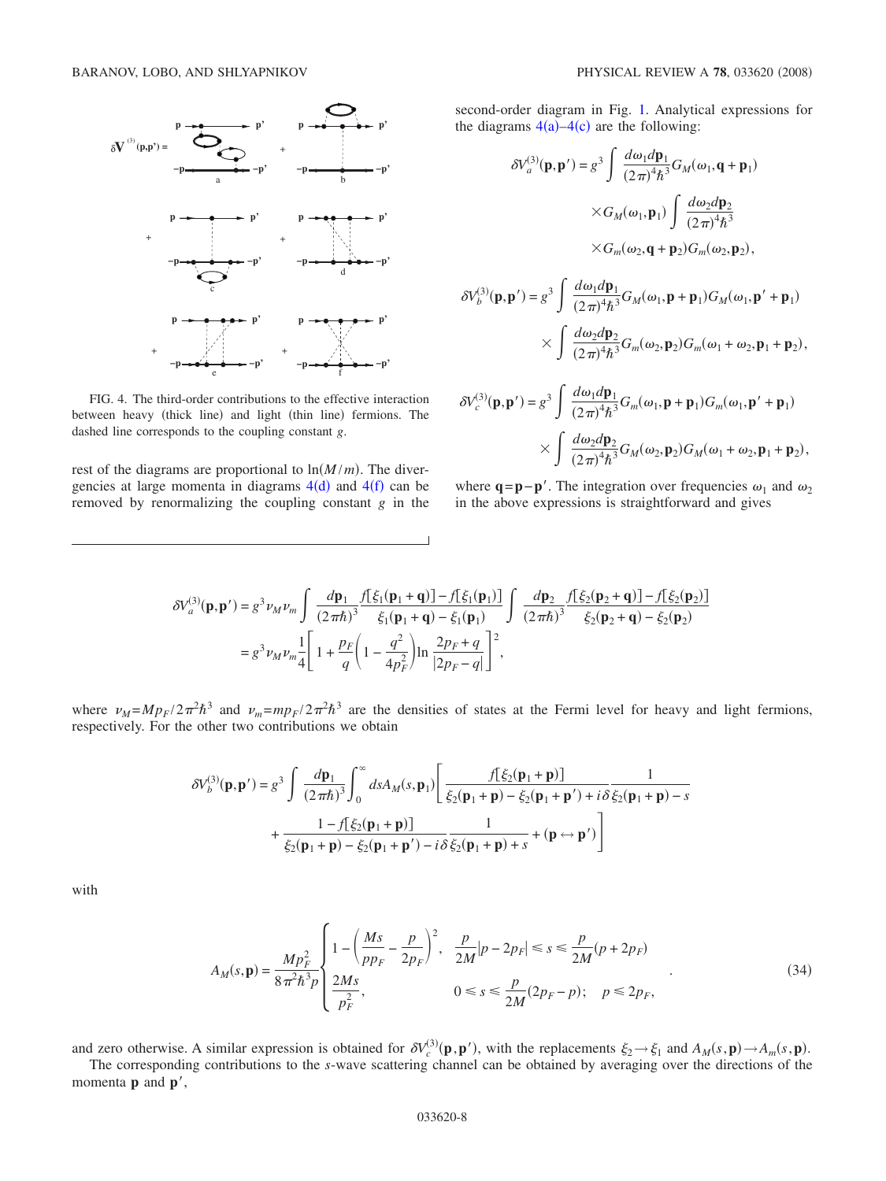FIG. 4. The third-order contributions to the effective interaction between heavy (thick line) and light (thin line) fermions. The dashed line corresponds to the coupling constant $g$.

rest of the diagrams are proportional to $\ln(M/m)$. The divergencies at large momenta in diagrams 4(d) and 4(f) can be removed by renormalizing the coupling constant $g$ in the second-order diagram in Fig. 1. Analytical expressions for the diagrams 4(a)–4(c) are the following:

$$\delta V_a^{(3)}(\mathbf{p},\mathbf{p}') = g^3 \int \frac{d\omega_1 d\mathbf{p}_1}{(2\pi)^4\hbar^3} G_M(\omega_1, \mathbf{q}+\mathbf{p}_1) \times G_M(\omega_1, \mathbf{p}_1) \int \frac{d\omega_2 d\mathbf{p}_2}{(2\pi)^4\hbar^3} \times G_m(\omega_2, \mathbf{q}+\mathbf{p}_2) G_m(\omega_2, \mathbf{p}_2),$$

$$\delta V_b^{(3)}(\mathbf{p},\mathbf{p}') = g^3 \int \frac{d\omega_1 d\mathbf{p}_1}{(2\pi)^4\hbar^3} G_M(\omega_1, \mathbf{p}+\mathbf{p}_1) G_M(\omega_1, \mathbf{p}'+\mathbf{p}_1) \times \int \frac{d\omega_2 d\mathbf{p}_2}{(2\pi)^4\hbar^3} G_m(\omega_2, \mathbf{p}_2) G_m(\omega_1+\omega_2, \mathbf{p}_1+\mathbf{p}_2),$$

$$\delta V_c^{(3)}(\mathbf{p},\mathbf{p}') = g^3 \int \frac{d\omega_1 d\mathbf{p}_1}{(2\pi)^4\hbar^3} G_m(\omega_1, \mathbf{p}+\mathbf{p}_1) G_m(\omega_1, \mathbf{p}'+\mathbf{p}_1) \times \int \frac{d\omega_2 d\mathbf{p}_2}{(2\pi)^4\hbar^3} G_m(\omega_2, \mathbf{p}_2) G_M(\omega_1+\omega_2, \mathbf{p}_1+\mathbf{p}_2),$$

where $\mathbf{q}=\mathbf{p}-\mathbf{p}'$. The integration over frequencies $\omega_1$ and $\omega_2$ in the above expressions is straightforward and gives

$$\delta V_a^{(3)}(\mathbf{p},\mathbf{p}') = g^3 \nu_M \nu_m \int \frac{d\mathbf{p}_1}{(2\pi\hbar)^3} \frac{f[\xi_1(\mathbf{p}_1+\mathbf{q})] - f[\xi_1(\mathbf{p}_1)]}{\xi_1(\mathbf{p}_1+\mathbf{q}) - \xi_1(\mathbf{p}_1)} \int \frac{d\mathbf{p}_2}{(2\pi\hbar)^3} \frac{f[\xi_2(\mathbf{p}_2+\mathbf{q})] - f[\xi_2(\mathbf{p}_2)]}{\xi_2(\mathbf{p}_2+\mathbf{q}) - \xi_2(\mathbf{p}_2)}$$
$$= g^3 \nu_M \nu_m \frac{1}{4}\left[1 + \frac{p_F}{q}\left(1 - \frac{q^2}{4p_F^2}\right)\ln\frac{2p_F+q}{|2p_F-q|}\right]^2,$$

where $\nu_M = Mp_F/2\pi^2\hbar^3$ and $\nu_m = mp_F/2\pi^2\hbar^3$ are the densities of states at the Fermi level for heavy and light fermions, respectively. For the other two contributions we obtain

$$\delta V_b^{(3)}(\mathbf{p},\mathbf{p}') = g^3 \int \frac{d\mathbf{p}_1}{(2\pi\hbar)^3} \int_0^\infty ds A_M(s,\mathbf{p}_1) \left[ \frac{f[\xi_2(\mathbf{p}_1+\mathbf{p})]}{\xi_2(\mathbf{p}_1+\mathbf{p}) - \xi_2(\mathbf{p}_1+\mathbf{p}') + i\delta} \frac{1}{\xi_2(\mathbf{p}_1+\mathbf{p}) - s} + \frac{1 - f[\xi_2(\mathbf{p}_1+\mathbf{p})]}{\xi_2(\mathbf{p}_1+\mathbf{p}) - \xi_2(\mathbf{p}_1+\mathbf{p}') - i\delta} \frac{1}{\xi_2(\mathbf{p}_1+\mathbf{p}) + s} + (\mathbf{p} \leftrightarrow \mathbf{p}') \right]$$

with

$$A_M(s,\mathbf{p}) = \frac{Mp_F^2}{8\pi^2\hbar^3 p} \begin{cases} 1 - \left(\dfrac{Ms}{pp_F} - \dfrac{p}{2p_F}\right)^2, & \dfrac{p}{2M}|p-2p_F| \le s \le \dfrac{p}{2M}(p+2p_F) \\[2ex] \dfrac{2Ms}{p_F^2}, & 0 \le s \le \dfrac{p}{2M}(2p_F - p); \quad p \le 2p_F, \end{cases} \tag{34}$$

and zero otherwise. A similar expression is obtained for $\delta V_c^{(3)}(\mathbf{p},\mathbf{p}')$, with the replacements $\xi_2 \to \xi_1$ and $A_M(s,\mathbf{p}) \to A_m(s,\mathbf{p})$.

The corresponding contributions to the $s$-wave scattering channel can be obtained by averaging over the directions of the momenta $\mathbf{p}$ and $\mathbf{p}'$,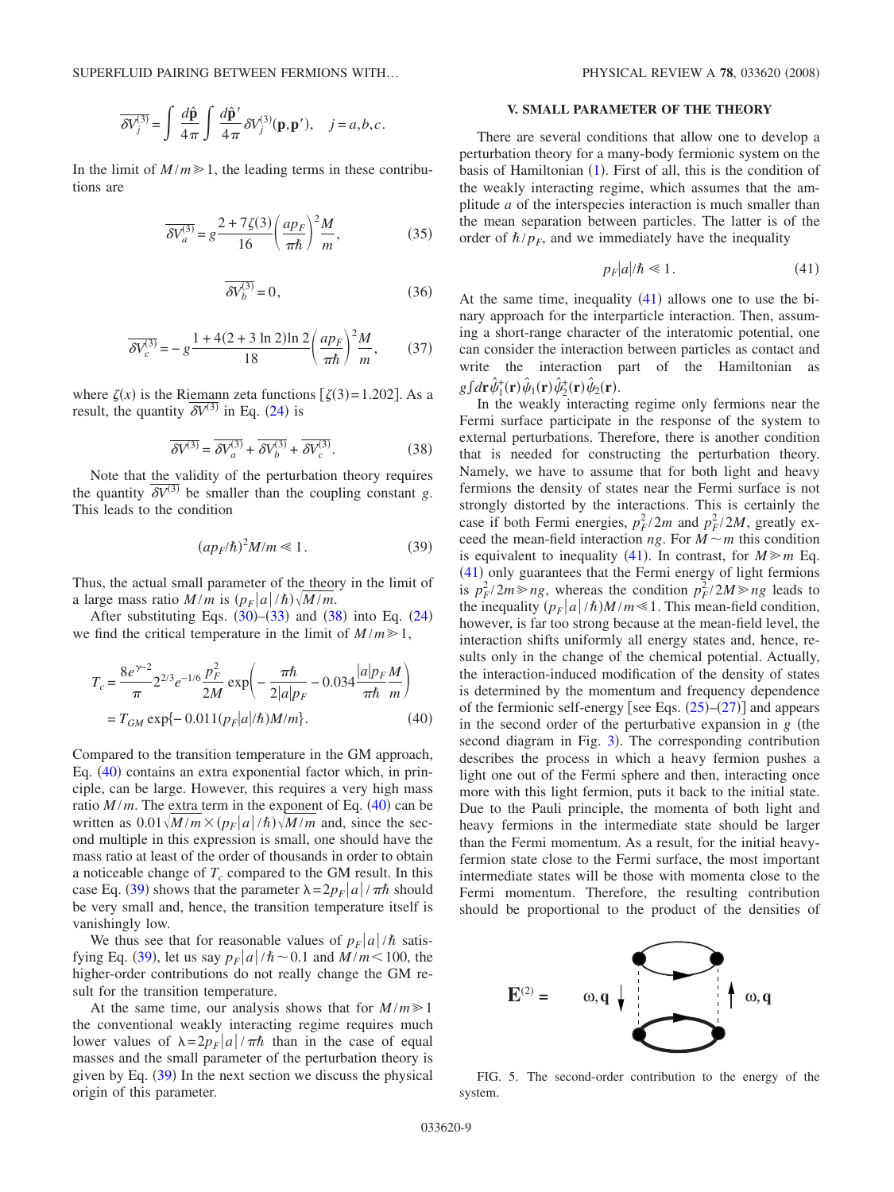$$\overline{\delta V_j^{(3)}} = \int \frac{d\hat{\mathbf{p}}}{4\pi} \int \frac{d\hat{\mathbf{p}}'}{4\pi} \delta V_j^{(3)}(\mathbf{p},\mathbf{p}'), \quad j = a,b,c.$$

In the limit of $M/m \gg 1$, the leading terms in these contributions are

$$\overline{\delta V_a^{(3)}} = g \frac{2+7\zeta(3)}{16} \left(\frac{ap_F}{\pi\hbar}\right)^2 \frac{M}{m}, \tag{35}$$

$$\overline{\delta V_b^{(3)}} = 0, \tag{36}$$

$$\overline{\delta V_c^{(3)}} = -g \frac{1+4(2+3\ln 2)\ln 2}{18} \left(\frac{ap_F}{\pi\hbar}\right)^2 \frac{M}{m}, \tag{37}$$

where $\zeta(x)$ is the Riemann zeta functions [$\zeta(3)=1.202$]. As a result, the quantity $\overline{\delta V^{(3)}}$ in Eq. (24) is

$$\overline{\delta V^{(3)}} = \overline{\delta V_a^{(3)}} + \overline{\delta V_b^{(3)}} + \overline{\delta V_c^{(3)}}. \tag{38}$$

Note that the validity of the perturbation theory requires the quantity $\overline{\delta V^{(3)}}$ be smaller than the coupling constant $g$. This leads to the condition

$$(ap_F/\hbar)^2 M/m \ll 1. \tag{39}$$

Thus, the actual small parameter of the theory in the limit of a large mass ratio $M/m$ is $(p_F|a|/\hbar)\sqrt{M/m}$.

After substituting Eqs. (30)–(33) and (38) into Eq. (24) we find the critical temperature in the limit of $M/m \gg 1$,

$$\begin{aligned} T_c &= \frac{8e^{\gamma-2}}{\pi} 2^{2/3} e^{-1/6} \frac{p_F^2}{2M} \exp\left(-\frac{\pi\hbar}{2|a|p_F} - 0.034 \frac{|a|p_F}{\pi\hbar} \frac{M}{m}\right) \\ &= T_{GM} \exp\{-0.011(p_F|a|/\hbar)M/m\}. \end{aligned} \tag{40}$$

Compared to the transition temperature in the GM approach, Eq. (40) contains an extra exponential factor which, in principle, can be large. However, this requires a very high mass ratio $M/m$. The extra term in the exponent of Eq. (40) can be written as $0.01\sqrt{M/m} \times (p_F|a|/\hbar)\sqrt{M/m}$ and, since the second multiple in this expression is small, one should have the mass ratio at least of the order of thousands in order to obtain a noticeable change of $T_c$ compared to the GM result. In this case Eq. (39) shows that the parameter $\lambda = 2p_F|a|/\pi\hbar$ should be very small and, hence, the transition temperature itself is vanishingly low.

We thus see that for reasonable values of $p_F|a|/\hbar$ satisfying Eq. (39), let us say $p_F|a|/\hbar \sim 0.1$ and $M/m < 100$, the higher-order contributions do not really change the GM result for the transition temperature.

At the same time, our analysis shows that for $M/m \gg 1$ the conventional weakly interacting regime requires much lower values of $\lambda = 2p_F|a|/\pi\hbar$ than in the case of equal masses and the small parameter of the perturbation theory is given by Eq. (39) In the next section we discuss the physical origin of this parameter.

## V. SMALL PARAMETER OF THE THEORY

There are several conditions that allow one to develop a perturbation theory for a many-body fermionic system on the basis of Hamiltonian (1). First of all, this is the condition of the weakly interacting regime, which assumes that the amplitude $a$ of the interspecies interaction is much smaller than the mean separation between particles. The latter is of the order of $\hbar/p_F$, and we immediately have the inequality

$$p_F|a|/\hbar \ll 1. \tag{41}$$

At the same time, inequality (41) allows one to use the binary approach for the interparticle interaction. Then, assuming a short-range character of the interatomic potential, one can consider the interaction between particles as contact and write the interaction part of the Hamiltonian as $g\int d\mathbf{r}\hat{\psi}_1^+(\mathbf{r})\hat{\psi}_1(\mathbf{r})\hat{\psi}_2^+(\mathbf{r})\hat{\psi}_2(\mathbf{r})$.

In the weakly interacting regime only fermions near the Fermi surface participate in the response of the system to external perturbations. Therefore, there is another condition that is needed for constructing the perturbation theory. Namely, we have to assume that for both light and heavy fermions the density of states near the Fermi surface is not strongly distorted by the interactions. This is certainly the case if both Fermi energies, $p_F^2/2m$ and $p_F^2/2M$, greatly exceed the mean-field interaction $ng$. For $M \sim m$ this condition is equivalent to inequality (41). In contrast, for $M \gg m$ Eq. (41) only guarantees that the Fermi energy of light fermions is $p_F^2/2m \gg ng$, whereas the condition $p_F^2/2M \gg ng$ leads to the inequality $(p_F|a|/\hbar)M/m \ll 1$. This mean-field condition, however, is far too strong because at the mean-field level, the interaction shifts uniformly all energy states and, hence, results only in the change of the chemical potential. Actually, the interaction-induced modification of the density of states is determined by the momentum and frequency dependence of the fermionic self-energy [see Eqs. (25)–(27)] and appears in the second order of the perturbative expansion in $g$ (the second diagram in Fig. 3). The corresponding contribution describes the process in which a heavy fermion pushes a light one out of the Fermi sphere and then, interacting once more with this light fermion, puts it back to the initial state. Due to the Pauli principle, the momenta of both light and heavy fermions in the intermediate state should be larger than the Fermi momentum. As a result, for the initial heavy-fermion state close to the Fermi surface, the most important intermediate states will be those with momenta close to the Fermi momentum. Therefore, the resulting contribution should be proportional to the product of the densities of

FIG. 5. The second-order contribution to the energy of the system.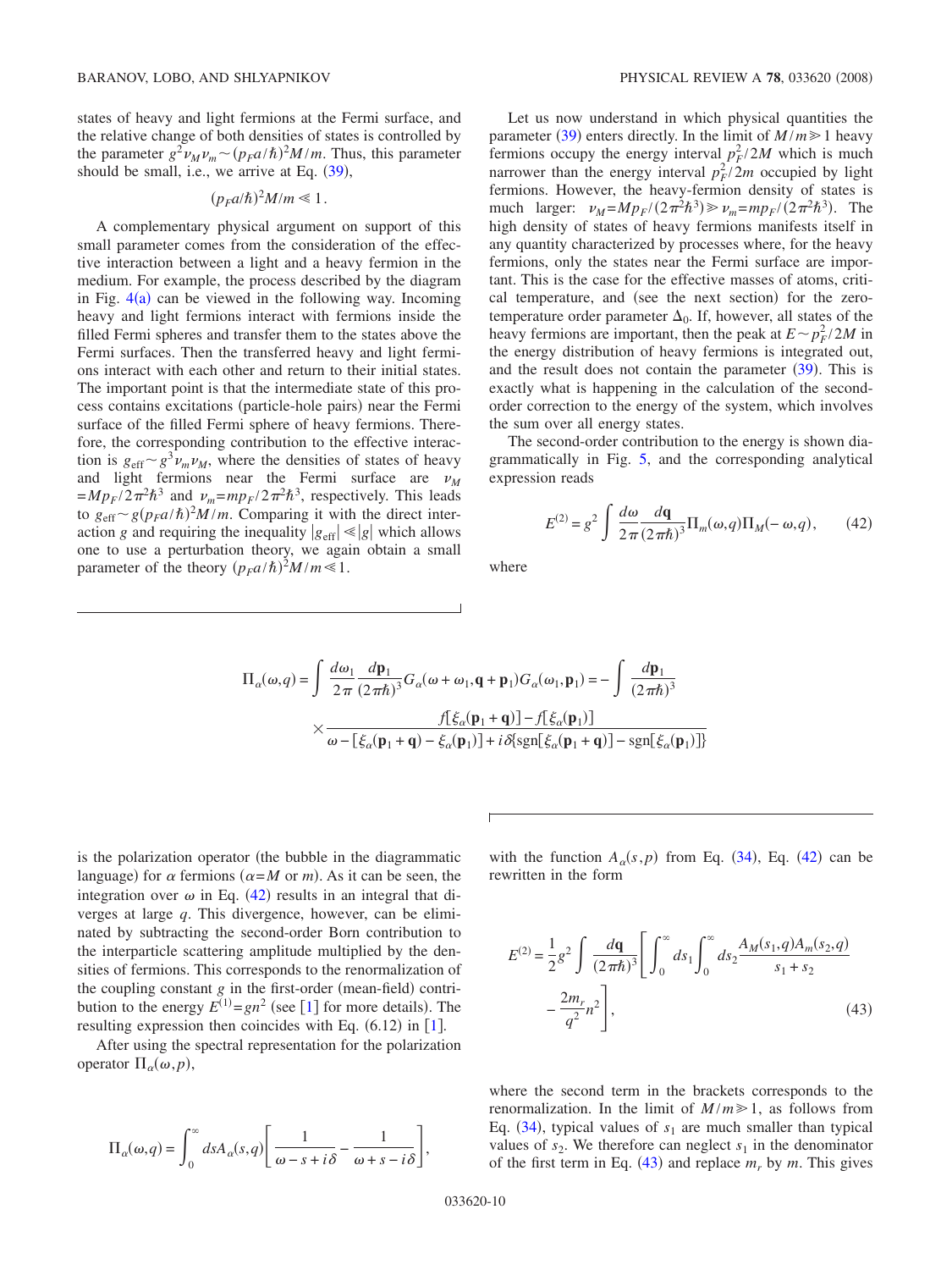states of heavy and light fermions at the Fermi surface, and the relative change of both densities of states is controlled by the parameter $g^2\nu_M\nu_m \sim (p_F a/\hbar)^2 M/m$. Thus, this parameter should be small, i.e., we arrive at Eq. (39),

$$(p_F a/\hbar)^2 M/m \ll 1.$$

A complementary physical argument on support of this small parameter comes from the consideration of the effective interaction between a light and a heavy fermion in the medium. For example, the process described by the diagram in Fig. 4(a) can be viewed in the following way. Incoming heavy and light fermions interact with fermions inside the filled Fermi spheres and transfer them to the states above the Fermi surfaces. Then the transferred heavy and light fermions interact with each other and return to their initial states. The important point is that the intermediate state of this process contains excitations (particle-hole pairs) near the Fermi surface of the filled Fermi sphere of heavy fermions. Therefore, the corresponding contribution to the effective interaction is $g_{\text{eff}} \sim g^3\nu_m\nu_M$, where the densities of states of heavy and light fermions near the Fermi surface are $\nu_M = Mp_F/2\pi^2\hbar^3$ and $\nu_m = mp_F/2\pi^2\hbar^3$, respectively. This leads to $g_{\text{eff}} \sim g(p_F a/\hbar)^2 M/m$. Comparing it with the direct interaction $g$ and requiring the inequality $|g_{\text{eff}}| \ll |g|$ which allows one to use a perturbation theory, we again obtain a small parameter of the theory $(p_F a/\hbar)^2 M/m \ll 1$.

Let us now understand in which physical quantities the parameter (39) enters directly. In the limit of $M/m \gg 1$ heavy fermions occupy the energy interval $p_F^2/2M$ which is much narrower than the energy interval $p_F^2/2m$ occupied by light fermions. However, the heavy-fermion density of states is much larger: $\nu_M = Mp_F/(2\pi^2\hbar^3) \gg \nu_m = mp_F/(2\pi^2\hbar^3)$. The high density of states of heavy fermions manifests itself in any quantity characterized by processes where, for the heavy fermions, only the states near the Fermi surface are important. This is the case for the effective masses of atoms, critical temperature, and (see the next section) for the zero-temperature order parameter $\Delta_0$. If, however, all states of the heavy fermions are important, then the peak at $E \sim p_F^2/2M$ in the energy distribution of heavy fermions is integrated out, and the result does not contain the parameter (39). This is exactly what is happening in the calculation of the second-order correction to the energy of the system, which involves the sum over all energy states.

The second-order contribution to the energy is shown diagrammatically in Fig. 5, and the corresponding analytical expression reads

$$E^{(2)} = g^2 \int \frac{d\omega}{2\pi} \frac{d\mathbf{q}}{(2\pi\hbar)^3} \Pi_m(\omega,q)\Pi_M(-\omega,q), \tag{42}$$

where

$$\Pi_\alpha(\omega,q) = \int \frac{d\omega_1}{2\pi} \frac{d\mathbf{p}_1}{(2\pi\hbar)^3} G_\alpha(\omega+\omega_1,\mathbf{q}+\mathbf{p}_1)G_\alpha(\omega_1,\mathbf{p}_1) = -\int \frac{d\mathbf{p}_1}{(2\pi\hbar)^3} \times \frac{f[\xi_\alpha(\mathbf{p}_1+\mathbf{q})] - f[\xi_\alpha(\mathbf{p}_1)]}{\omega - [\xi_\alpha(\mathbf{p}_1+\mathbf{q}) - \xi_\alpha(\mathbf{p}_1)] + i\delta\{\text{sgn}[\xi_\alpha(\mathbf{p}_1+\mathbf{q})] - \text{sgn}[\xi_\alpha(\mathbf{p}_1)]\}}$$

is the polarization operator (the bubble in the diagrammatic language) for $\alpha$ fermions ($\alpha = M$ or $m$). As it can be seen, the integration over $\omega$ in Eq. (42) results in an integral that diverges at large $q$. This divergence, however, can be eliminated by subtracting the second-order Born contribution to the interparticle scattering amplitude multiplied by the densities of fermions. This corresponds to the renormalization of the coupling constant $g$ in the first-order (mean-field) contribution to the energy $E^{(1)} = gn^2$ (see [1] for more details). The resulting expression then coincides with Eq. (6.12) in [1].

After using the spectral representation for the polarization operator $\Pi_\alpha(\omega,p)$,

$$\Pi_\alpha(\omega,q) = \int_0^\infty ds A_\alpha(s,q)\left[\frac{1}{\omega - s + i\delta} - \frac{1}{\omega + s - i\delta}\right],$$

with the function $A_\alpha(s,p)$ from Eq. (34), Eq. (42) can be rewritten in the form

$$E^{(2)} = \frac{1}{2}g^2 \int \frac{d\mathbf{q}}{(2\pi\hbar)^3}\left[\int_0^\infty ds_1 \int_0^\infty ds_2 \frac{A_M(s_1,q)A_m(s_2,q)}{s_1+s_2} - \frac{2m_r}{q^2}n^2\right], \tag{43}$$

where the second term in the brackets corresponds to the renormalization. In the limit of $M/m \gg 1$, as follows from Eq. (34), typical values of $s_1$ are much smaller than typical values of $s_2$. We therefore can neglect $s_1$ in the denominator of the first term in Eq. (43) and replace $m_r$ by $m$. This gives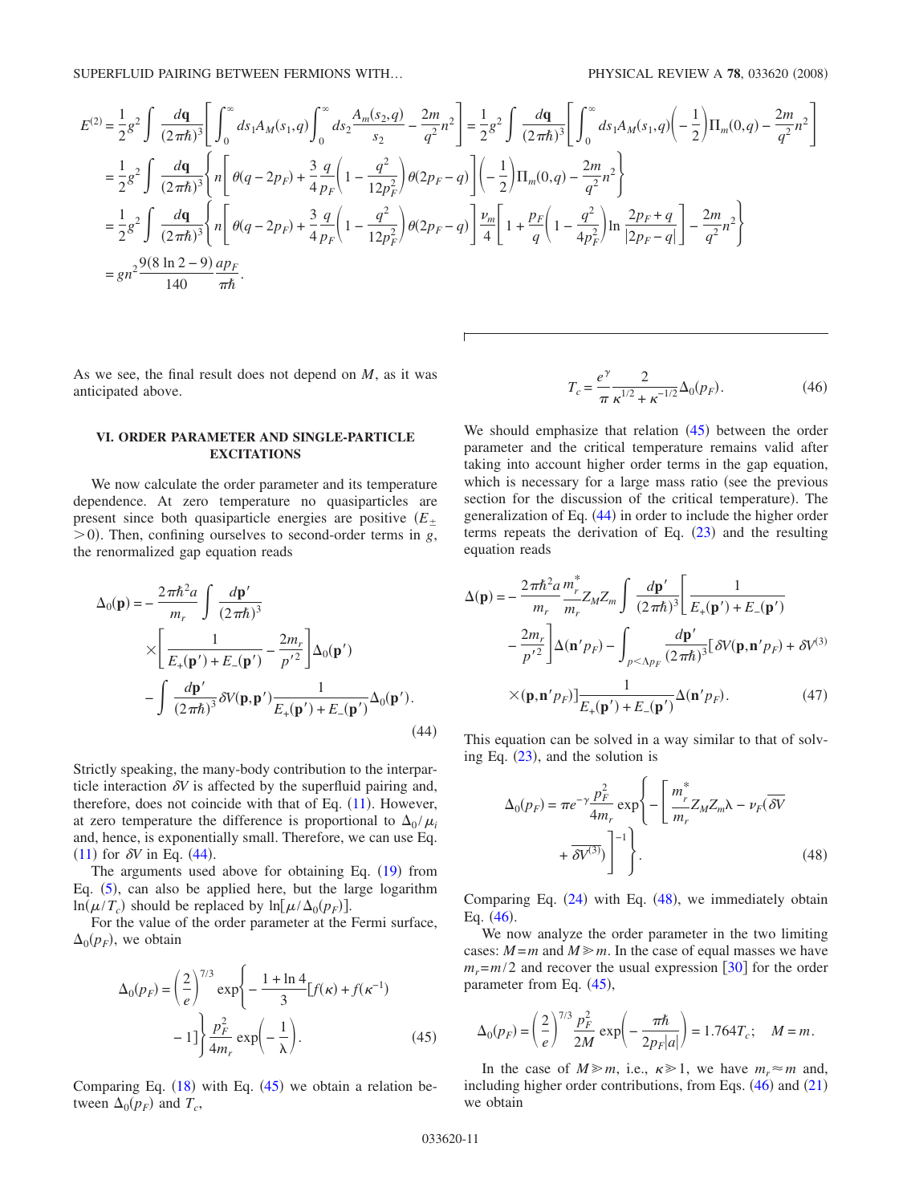$$
\begin{aligned}
E^{(2)} &= \frac{1}{2}g^2 \int \frac{d\mathbf{q}}{(2\pi\hbar)^3}\left[\int_0^\infty ds_1 A_M(s_1,q)\int_0^\infty ds_2 \frac{A_m(s_2,q)}{s_2} - \frac{2m}{q^2}n^2\right] = \frac{1}{2}g^2 \int \frac{d\mathbf{q}}{(2\pi\hbar)^3}\left[\int_0^\infty ds_1 A_M(s_1,q)\left(-\frac{1}{2}\right)\Pi_m(0,q) - \frac{2m}{q^2}n^2\right] \\
&= \frac{1}{2}g^2 \int \frac{d\mathbf{q}}{(2\pi\hbar)^3}\left\{ n\left[\theta(q-2p_F) + \frac{3}{4}\frac{q}{p_F}\left(1-\frac{q^2}{12p_F^2}\right)\theta(2p_F-q)\right]\left(-\frac{1}{2}\right)\Pi_m(0,q) - \frac{2m}{q^2}n^2\right\} \\
&= \frac{1}{2}g^2 \int \frac{d\mathbf{q}}{(2\pi\hbar)^3}\left\{ n\left[\theta(q-2p_F) + \frac{3}{4}\frac{q}{p_F}\left(1-\frac{q^2}{12p_F^2}\right)\theta(2p_F-q)\right]\frac{\nu_m}{4}\left[1+\frac{p_F}{q}\left(1-\frac{q^2}{4p_F^2}\right)\ln\frac{2p_F+q}{|2p_F-q|}\right] - \frac{2m}{q^2}n^2\right\} \\
&= gn^2\frac{9(8\ln 2-9)}{140}\frac{ap_F}{\pi\hbar}.
\end{aligned}
$$

As we see, the final result does not depend on $M$, as it was anticipated above.

## VI. ORDER PARAMETER AND SINGLE-PARTICLE EXCITATIONS

We now calculate the order parameter and its temperature dependence. At zero temperature no quasiparticles are present since both quasiparticle energies are positive ($E_\pm > 0$). Then, confining ourselves to second-order terms in $g$, the renormalized gap equation reads

$$
\begin{aligned}
\Delta_0(\mathbf{p}) = &-\frac{2\pi\hbar^2 a}{m_r}\int\frac{d\mathbf{p}'}{(2\pi\hbar)^3} \\
&\times\left[\frac{1}{E_+(\mathbf{p}')+E_-(\mathbf{p}')} - \frac{2m_r}{p'^2}\right]\Delta_0(\mathbf{p}') \\
&-\int\frac{d\mathbf{p}'}{(2\pi\hbar)^3}\delta V(\mathbf{p},\mathbf{p}')\frac{1}{E_+(\mathbf{p}')+E_-(\mathbf{p}')}\Delta_0(\mathbf{p}').
\end{aligned} \tag{44}
$$

Strictly speaking, the many-body contribution to the interparticle interaction $\delta V$ is affected by the superfluid pairing and, therefore, does not coincide with that of Eq. (11). However, at zero temperature the difference is proportional to $\Delta_0/\mu_i$ and, hence, is exponentially small. Therefore, we can use Eq. (11) for $\delta V$ in Eq. (44).

The arguments used above for obtaining Eq. (19) from Eq. (5), can also be applied here, but the large logarithm $\ln(\mu/T_c)$ should be replaced by $\ln[\mu/\Delta_0(p_F)]$.

For the value of the order parameter at the Fermi surface, $\Delta_0(p_F)$, we obtain

$$
\begin{aligned}
\Delta_0(p_F) = \left(\frac{2}{e}\right)^{7/3}\exp\bigg\{&-\frac{1+\ln 4}{3}[f(\kappa)+f(\kappa^{-1}) \\
&-1]\bigg\}\frac{p_F^2}{4m_r}\exp\left(-\frac{1}{\lambda}\right).
\end{aligned} \tag{45}
$$

Comparing Eq. (18) with Eq. (45) we obtain a relation between $\Delta_0(p_F)$ and $T_c$,

$$
T_c = \frac{e^\gamma}{\pi}\frac{2}{\kappa^{1/2}+\kappa^{-1/2}}\Delta_0(p_F). \tag{46}
$$

We should emphasize that relation (45) between the order parameter and the critical temperature remains valid after taking into account higher order terms in the gap equation, which is necessary for a large mass ratio (see the previous section for the discussion of the critical temperature). The generalization of Eq. (44) in order to include the higher order terms repeats the derivation of Eq. (23) and the resulting equation reads

$$
\begin{aligned}
\Delta(\mathbf{p}) = &-\frac{2\pi\hbar^2 a}{m_r}\frac{m_r^*}{m_r}Z_M Z_m\int\frac{d\mathbf{p}'}{(2\pi\hbar)^3}\bigg[\frac{1}{E_+(\mathbf{p}')+E_-(\mathbf{p}')} \\
&-\frac{2m_r}{p'^2}\bigg]\Delta(\mathbf{n}'p_F) - \int_{p<\Lambda p_F}\frac{d\mathbf{p}'}{(2\pi\hbar)^3}[\delta V(\mathbf{p},\mathbf{n}'p_F)+\delta V^{(3)} \\
&\times(\mathbf{p},\mathbf{n}'p_F)]\frac{1}{E_+(\mathbf{p}')+E_-(\mathbf{p}')}\Delta(\mathbf{n}'p_F).
\end{aligned} \tag{47}
$$

This equation can be solved in a way similar to that of solving Eq. (23), and the solution is

$$
\begin{aligned}
\Delta_0(p_F) = \pi e^{-\gamma}\frac{p_F^2}{4m_r}\exp\bigg\{&-\bigg[\frac{m_r^*}{m_r}Z_M Z_m\lambda - \nu_F(\overline{\delta V} \\
&+\overline{\delta V^{(3)}})\bigg]^{-1}\bigg\}.
\end{aligned} \tag{48}
$$

Comparing Eq. (24) with Eq. (48), we immediately obtain Eq. (46).

We now analyze the order parameter in the two limiting cases: $M=m$ and $M \gg m$. In the case of equal masses we have $m_r = m/2$ and recover the usual expression [30] for the order parameter from Eq. (45),

$$
\Delta_0(p_F) = \left(\frac{2}{e}\right)^{7/3}\frac{p_F^2}{2M}\exp\left(-\frac{\pi\hbar}{2p_F|a|}\right) = 1.764T_c; \quad M=m.
$$

In the case of $M \gg m$, i.e., $\kappa \gg 1$, we have $m_r \approx m$ and, including higher order contributions, from Eqs. (46) and (21) we obtain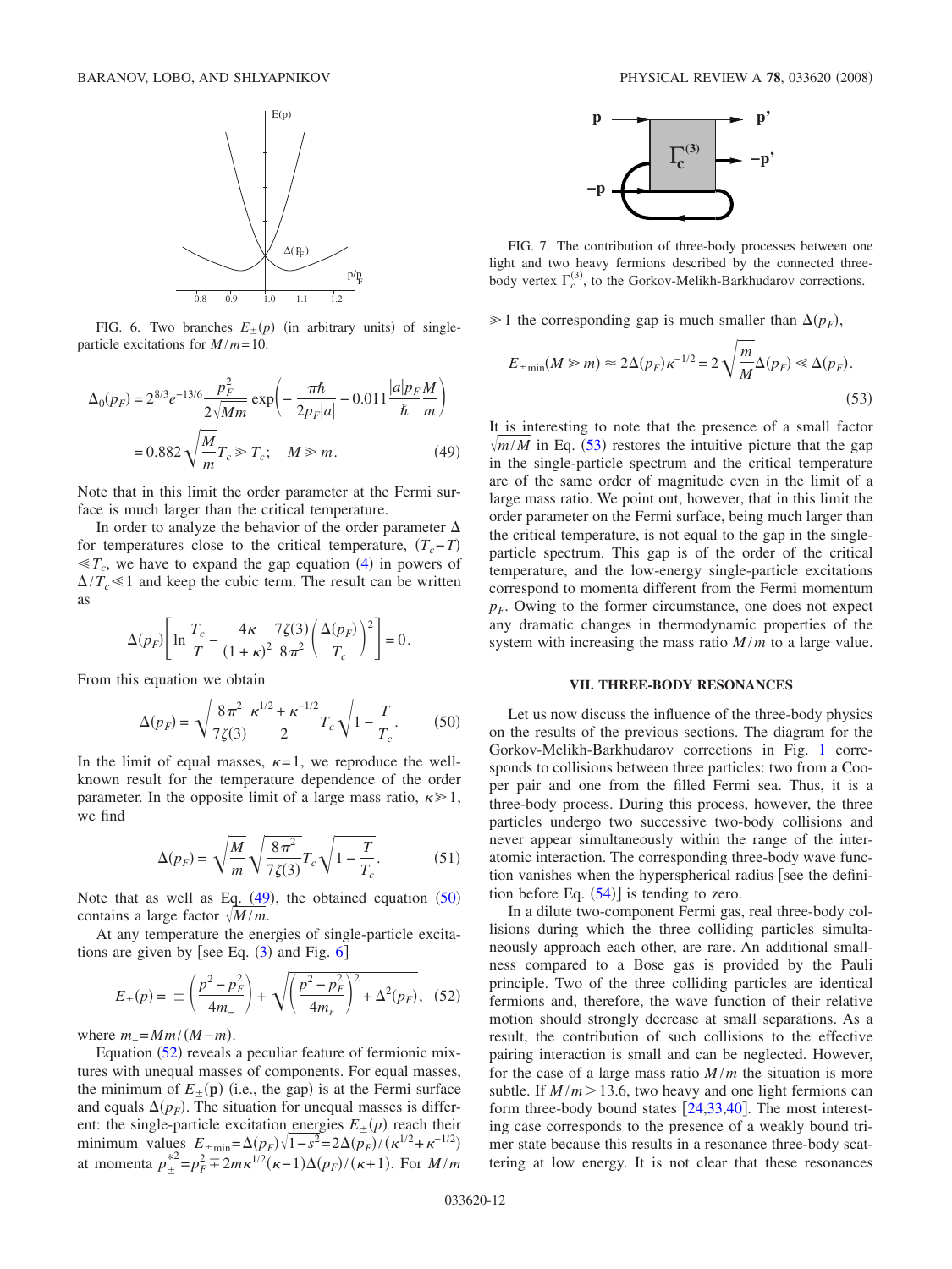FIG. 6. Two branches $E_{\pm}(p)$ (in arbitrary units) of single-particle excitations for $M/m=10$.

$$\Delta_0(p_F) = 2^{8/3}e^{-13/6}\frac{p_F^2}{2\sqrt{Mm}}\exp\left(-\frac{\pi\hbar}{2p_F|a|} - 0.011\frac{|a|p_F}{\hbar}\frac{M}{m}\right)$$
$$= 0.882\sqrt{\frac{M}{m}}T_c \gg T_c; \quad M \gg m. \tag{49}$$

Note that in this limit the order parameter at the Fermi surface is much larger than the critical temperature.

In order to analyze the behavior of the order parameter $\Delta$ for temperatures close to the critical temperature, $(T_c - T) \ll T_c$, we have to expand the gap equation (4) in powers of $\Delta/T_c \ll 1$ and keep the cubic term. The result can be written as

$$\Delta(p_F)\left[\ln\frac{T_c}{T} - \frac{4\kappa}{(1+\kappa)^2}\frac{7\zeta(3)}{8\pi^2}\left(\frac{\Delta(p_F)}{T_c}\right)^2\right] = 0.$$

From this equation we obtain

$$\Delta(p_F) = \sqrt{\frac{8\pi^2}{7\zeta(3)}}\frac{\kappa^{1/2}+\kappa^{-1/2}}{2}T_c\sqrt{1-\frac{T}{T_c}}. \tag{50}$$

In the limit of equal masses, $\kappa=1$, we reproduce the well-known result for the temperature dependence of the order parameter. In the opposite limit of a large mass ratio, $\kappa \gg 1$, we find

$$\Delta(p_F) = \sqrt{\frac{M}{m}}\sqrt{\frac{8\pi^2}{7\zeta(3)}}T_c\sqrt{1-\frac{T}{T_c}}. \tag{51}$$

Note that as well as Eq. (49), the obtained equation (50) contains a large factor $\sqrt{M/m}$.

At any temperature the energies of single-particle excitations are given by [see Eq. (3) and Fig. 6]

$$E_{\pm}(p) = \pm\left(\frac{p^2-p_F^2}{4m_-}\right) + \sqrt{\left(\frac{p^2-p_F^2}{4m_r}\right)^2 + \Delta^2(p_F)}, \tag{52}$$

where $m_- = Mm/(M-m)$.

Equation (52) reveals a peculiar feature of fermionic mixtures with unequal masses of components. For equal masses, the minimum of $E_{\pm}(\mathbf{p})$ (i.e., the gap) is at the Fermi surface and equals $\Delta(p_F)$. The situation for unequal masses is different: the single-particle excitation energies $E_{\pm}(p)$ reach their minimum values $E_{\pm\min} = \Delta(p_F)\sqrt{1-s^2} = 2\Delta(p_F)/(\kappa^{1/2}+\kappa^{-1/2})$ at momenta $p_{\pm}^{*2} = p_F^2 \mp 2m\kappa^{1/2}(\kappa-1)\Delta(p_F)/(\kappa+1)$. For $M/m \gg 1$ the corresponding gap is much smaller than $\Delta(p_F)$,

$$E_{\pm\min}(M \gg m) \approx 2\Delta(p_F)\kappa^{-1/2} = 2\sqrt{\frac{m}{M}}\Delta(p_F) \ll \Delta(p_F). \tag{53}$$

It is interesting to note that the presence of a small factor $\sqrt{m/M}$ in Eq. (53) restores the intuitive picture that the gap in the single-particle spectrum and the critical temperature are of the same order of magnitude even in the limit of a large mass ratio. We point out, however, that in this limit the order parameter on the Fermi surface, being much larger than the critical temperature, is not equal to the gap in the single-particle spectrum. This gap is of the order of the critical temperature, and the low-energy single-particle excitations correspond to momenta different from the Fermi momentum $p_F$. Owing to the former circumstance, one does not expect any dramatic changes in thermodynamic properties of the system with increasing the mass ratio $M/m$ to a large value.

FIG. 7. The contribution of three-body processes between one light and two heavy fermions described by the connected three-body vertex $\Gamma_c^{(3)}$, to the Gorkov-Melikh-Barkhudarov corrections.

## VII. THREE-BODY RESONANCES

Let us now discuss the influence of the three-body physics on the results of the previous sections. The diagram for the Gorkov-Melikh-Barkhudarov corrections in Fig. 1 corresponds to collisions between three particles: two from a Cooper pair and one from the filled Fermi sea. Thus, it is a three-body process. During this process, however, the three particles undergo two successive two-body collisions and never appear simultaneously within the range of the interatomic interaction. The corresponding three-body wave function vanishes when the hyperspherical radius [see the definition before Eq. (54)] is tending to zero.

In a dilute two-component Fermi gas, real three-body collisions during which the three colliding particles simultaneously approach each other, are rare. An additional smallness compared to a Bose gas is provided by the Pauli principle. Two of the three colliding particles are identical fermions and, therefore, the wave function of their relative motion should strongly decrease at small separations. As a result, the contribution of such collisions to the effective pairing interaction is small and can be neglected. However, for the case of a large mass ratio $M/m$ the situation is more subtle. If $M/m > 13.6$, two heavy and one light fermions can form three-body bound states [24,33,40]. The most interesting case corresponds to the presence of a weakly bound trimer state because this results in a resonance three-body scattering at low energy. It is not clear that these resonances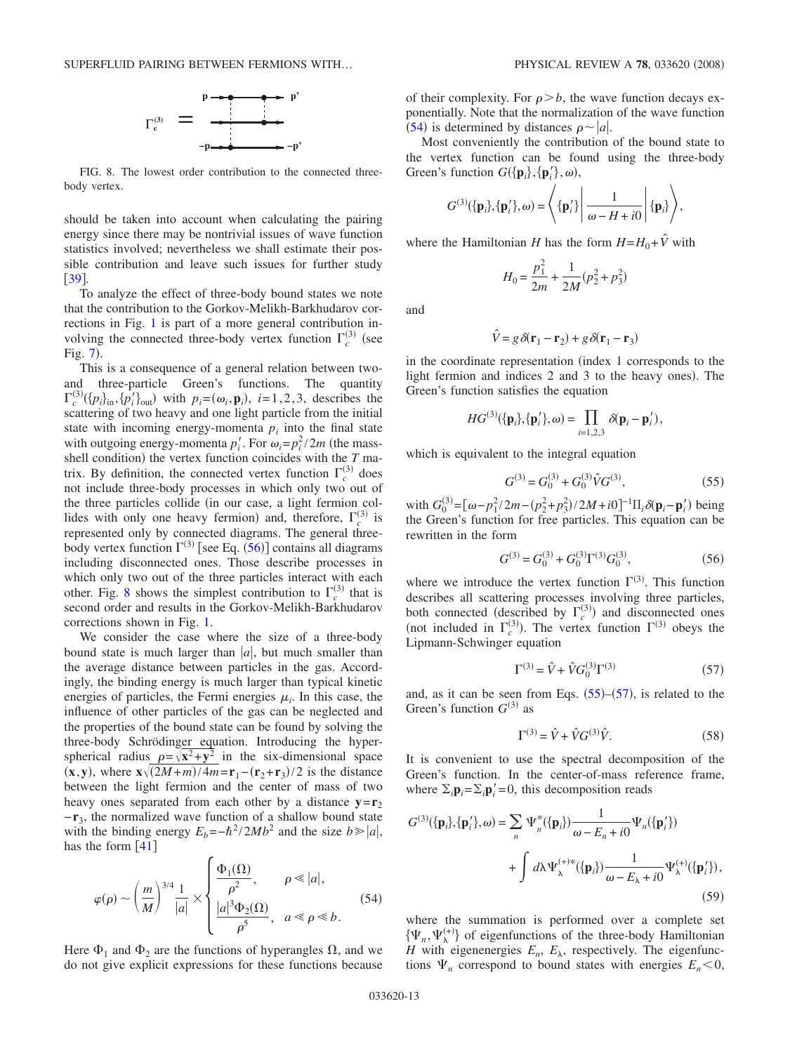$\Gamma_c^{(3)} =$

FIG. 8. The lowest order contribution to the connected three-body vertex.

should be taken into account when calculating the pairing energy since there may be nontrivial issues of wave function statistics involved; nevertheless we shall estimate their possible contribution and leave such issues for further study [39].

To analyze the effect of three-body bound states we note that the contribution to the Gorkov-Melikh-Barkhudarov corrections in Fig. 1 is part of a more general contribution involving the connected three-body vertex function $\Gamma_c^{(3)}$ (see Fig. 7).

This is a consequence of a general relation between two- and three-particle Green's functions. The quantity $\Gamma_c^{(3)}(\{p_i\}_{\text{in}}, \{p_i'\}_{\text{out}})$ with $p_i = (\omega_i, \mathbf{p}_i)$, $i=1,2,3$, describes the scattering of two heavy and one light particle from the initial state with incoming energy-momenta $p_i$ into the final state with outgoing energy-momenta $p_i'$. For $\omega_i = p_i^2/2m$ (the mass-shell condition) the vertex function coincides with the $T$ matrix. By definition, the connected vertex function $\Gamma_c^{(3)}$ does not include three-body processes in which only two out of the three particles collide (in our case, a light fermion collides with only one heavy fermion) and, therefore, $\Gamma_c^{(3)}$ is represented only by connected diagrams. The general three-body vertex function $\Gamma^{(3)}$ [see Eq. (56)] contains all diagrams including disconnected ones. Those describe processes in which only two out of the three particles interact with each other. Fig. 8 shows the simplest contribution to $\Gamma_c^{(3)}$ that is second order and results in the Gorkov-Melikh-Barkhudarov corrections shown in Fig. 1.

We consider the case where the size of a three-body bound state is much larger than $|a|$, but much smaller than the average distance between particles in the gas. Accordingly, the binding energy is much larger than typical kinetic energies of particles, the Fermi energies $\mu_i$. In this case, the influence of other particles of the gas can be neglected and the properties of the bound state can be found by solving the three-body Schrödinger equation. Introducing the hyperspherical radius $\rho = \sqrt{\mathbf{x}^2 + \mathbf{y}^2}$ in the six-dimensional space $(\mathbf{x}, \mathbf{y})$, where $\mathbf{x}\sqrt{(2M+m)/4m} = \mathbf{r}_1 - (\mathbf{r}_2 + \mathbf{r}_3)/2$ is the distance between the light fermion and the center of mass of two heavy ones separated from each other by a distance $\mathbf{y} = \mathbf{r}_2 - \mathbf{r}_3$, the normalized wave function of a shallow bound state with the binding energy $E_b = -\hbar^2/2Mb^2$ and the size $b \gg |a|$, has the form [41]

$$
\varphi(\rho) \sim \left(\frac{m}{M}\right)^{3/4} \frac{1}{|a|} \times \begin{cases} \dfrac{\Phi_1(\Omega)}{\rho^2}, & \rho \ll |a|, \\[2ex] \dfrac{|a|^3 \Phi_2(\Omega)}{\rho^5}, & a \ll \rho \ll b. \end{cases} \tag{54}
$$

Here $\Phi_1$ and $\Phi_2$ are the functions of hyperangles $\Omega$, and we do not give explicit expressions for these functions because of their complexity. For $\rho > b$, the wave function decays exponentially. Note that the normalization of the wave function (54) is determined by distances $\rho \sim |a|$.

Most conveniently the contribution of the bound state to the vertex function can be found using the three-body Green's function $G(\{\mathbf{p}_i\}, \{\mathbf{p}_i'\}, \omega)$,

$$
G^{(3)}(\{\mathbf{p}_i\}, \{\mathbf{p}_i'\}, \omega) = \left\langle \{\mathbf{p}_i'\} \left| \frac{1}{\omega - H + i0} \right| \{\mathbf{p}_i\} \right\rangle,
$$

where the Hamiltonian $H$ has the form $H = H_0 + \hat{V}$ with

$$
H_0 = \frac{p_1^2}{2m} + \frac{1}{2M}(p_2^2 + p_3^2)
$$

and

$$
\hat{V} = g\,\delta(\mathbf{r}_1 - \mathbf{r}_2) + g\,\delta(\mathbf{r}_1 - \mathbf{r}_3)
$$

in the coordinate representation (index 1 corresponds to the light fermion and indices 2 and 3 to the heavy ones). The Green's function satisfies the equation

$$
HG^{(3)}(\{\mathbf{p}_i\}, \{\mathbf{p}_i'\}, \omega) = \prod_{i=1,2,3} \delta(\mathbf{p}_i - \mathbf{p}_i'),
$$

which is equivalent to the integral equation

$$
G^{(3)} = G_0^{(3)} + G_0^{(3)} \hat{V} G^{(3)}, \tag{55}
$$

with $G_0^{(3)} = [\omega - p_1^2/2m - (p_2^2 + p_3^2)/2M + i0]^{-1} \Pi_i \delta(\mathbf{p}_i - \mathbf{p}_i')$ being the Green's function for free particles. This equation can be rewritten in the form

$$
G^{(3)} = G_0^{(3)} + G_0^{(3)} \Gamma^{(3)} G_0^{(3)}, \tag{56}
$$

where we introduce the vertex function $\Gamma^{(3)}$. This function describes all scattering processes involving three particles, both connected (described by $\Gamma_c^{(3)}$) and disconnected ones (not included in $\Gamma_c^{(3)}$). The vertex function $\Gamma^{(3)}$ obeys the Lipmann-Schwinger equation

$$
\Gamma^{(3)} = \hat{V} + \hat{V} G_0^{(3)} \Gamma^{(3)} \tag{57}
$$

and, as it can be seen from Eqs. (55)–(57), is related to the Green's function $G^{(3)}$ as

$$
\Gamma^{(3)} = \hat{V} + \hat{V} G^{(3)} \hat{V}. \tag{58}
$$

It is convenient to use the spectral decomposition of the Green's function. In the center-of-mass reference frame, where $\Sigma_i \mathbf{p}_i = \Sigma_i \mathbf{p}_i' = 0$, this decomposition reads

$$
\begin{aligned}
G^{(3)}(\{\mathbf{p}_i\}, \{\mathbf{p}_i'\}, \omega) = & \sum_n \Psi_n^*(\{\mathbf{p}_i\}) \frac{1}{\omega - E_n + i0} \Psi_n(\{\mathbf{p}_i'\}) \\
& + \int d\lambda\, \Psi_\lambda^{(+)*}(\{\mathbf{p}_i\}) \frac{1}{\omega - E_\lambda + i0} \Psi_\lambda^{(+)}(\{\mathbf{p}_i'\}),
\end{aligned} \tag{59}
$$

where the summation is performed over a complete set $\{\Psi_n, \Psi_\lambda^{(+)}\}$ of eigenfunctions of the three-body Hamiltonian $H$ with eigenenergies $E_n$, $E_\lambda$, respectively. The eigenfunctions $\Psi_n$ correspond to bound states with energies $E_n < 0$,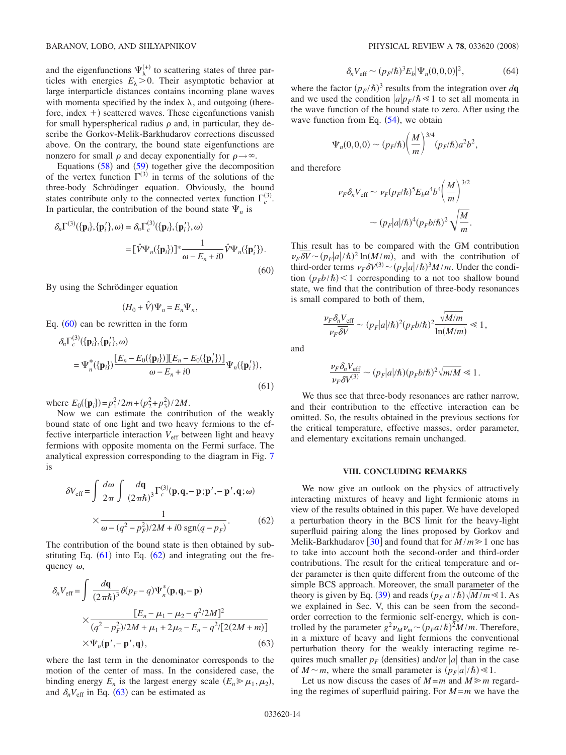and the eigenfunctions $\Psi_{\lambda}^{(+)}$ to scattering states of three particles with energies $E_\lambda > 0$. Their asymptotic behavior at large interparticle distances contains incoming plane waves with momenta specified by the index $\lambda$, and outgoing (therefore, index +) scattered waves. These eigenfunctions vanish for small hyperspherical radius $\rho$ and, in particular, they describe the Gorkov-Melik-Barkhudarov corrections discussed above. On the contrary, the bound state eigenfunctions are nonzero for small $\rho$ and decay exponentially for $\rho \to \infty$.

Equations (58) and (59) together give the decomposition of the vertex function $\Gamma^{(3)}$ in terms of the solutions of the three-body Schrödinger equation. Obviously, the bound states contribute only to the connected vertex function $\Gamma_c^{(3)}$. In particular, the contribution of the bound state $\Psi_n$ is

$$\delta_n\Gamma^{(3)}(\{\mathbf{p}_i\},\{\mathbf{p}'_i\},\omega) = \delta_n\Gamma_c^{(3)}(\{\mathbf{p}_i\},\{\mathbf{p}'_i\},\omega) = [\hat{V}\Psi_n(\{\mathbf{p}_i\})]^* \frac{1}{\omega - E_n + i0}\hat{V}\Psi_n(\{\mathbf{p}'_i\}). \tag{60}$$

By using the Schrödinger equation

$$(H_0 + \hat{V})\Psi_n = E_n\Psi_n,$$

Eq. (60) can be rewritten in the form

$$\delta_n\Gamma_c^{(3)}(\{\mathbf{p}_i\},\{\mathbf{p}'_i\},\omega) = \Psi_n^*(\{\mathbf{p}_i\})\frac{[E_n - E_0(\{\mathbf{p}_i\})][E_n - E_0(\{\mathbf{p}'_i\})]}{\omega - E_n + i0}\Psi_n(\{\mathbf{p}'_i\}), \tag{61}$$

where $E_0(\{\mathbf{p}_i\}) = p_1^2/2m + (p_2^2 + p_3^2)/2M$.

Now we can estimate the contribution of the weakly bound state of one light and two heavy fermions to the effective interparticle interaction $V_{\mathrm{eff}}$ between light and heavy fermions with opposite momenta on the Fermi surface. The analytical expression corresponding to the diagram in Fig. 7 is

$$\delta V_{\mathrm{eff}} = \int \frac{d\omega}{2\pi}\int \frac{d\mathbf{q}}{(2\pi\hbar)^3}\Gamma_c^{(3)}(\mathbf{p},\mathbf{q},-\mathbf{p};\mathbf{p}',-\mathbf{p}',\mathbf{q};\omega) \times \frac{1}{\omega - (q^2 - p_F^2)/2M + i0\,\mathrm{sgn}(q - p_F)}. \tag{62}$$

The contribution of the bound state is then obtained by substituting Eq. (61) into Eq. (62) and integrating out the frequency $\omega$,

$$\delta_n V_{\mathrm{eff}} = \int \frac{d\mathbf{q}}{(2\pi\hbar)^3}\theta(p_F - q)\Psi_n^*(\mathbf{p},\mathbf{q},-\mathbf{p}) \times \frac{[E_n - \mu_1 - \mu_2 - q^2/2M]^2}{(q^2 - p_F^2)/2M + \mu_1 + 2\mu_2 - E_n - q^2/[2(2M+m)]} \times \Psi_n(\mathbf{p}',-\mathbf{p}',\mathbf{q}), \tag{63}$$

where the last term in the denominator corresponds to the motion of the center of mass. In the considered case, the binding energy $E_n$ is the largest energy scale ($E_n \gg \mu_1, \mu_2$), and $\delta_n V_{\mathrm{eff}}$ in Eq. (63) can be estimated as

$$\delta_n V_{\mathrm{eff}} \sim (p_F/\hbar)^3 E_b |\Psi_n(0,0,0)|^2, \tag{64}$$

where the factor $(p_F/\hbar)^3$ results from the integration over $d\mathbf{q}$ and we used the condition $|a|p_F/\hbar \ll 1$ to set all momenta in the wave function of the bound state to zero. After using the wave function from Eq. (54), we obtain

$$\Psi_n(0,0,0) \sim (p_F/\hbar)\left(\frac{M}{m}\right)^{3/4}(p_F/\hbar)a^2b^2,$$

and therefore

$$\nu_F\delta_n V_{\mathrm{eff}} \sim \nu_F(p_F/\hbar)^5 E_b a^4 b^4\left(\frac{M}{m}\right)^{3/2} \sim (p_F|a|/\hbar)^4(p_F b/\hbar)^2\sqrt{\frac{M}{m}}.$$

This result has to be compared with the GM contribution $\nu_F\overline{\delta V} \sim (p_F|a|/\hbar)^2\ln(M/m)$, and with the contribution of third-order terms $\nu_F\delta V^{(3)} \sim (p_F|a|/\hbar)^3 M/m$. Under the condition $(p_F b/\hbar) < 1$ corresponding to a not too shallow bound state, we find that the contribution of three-body resonances is small compared to both of them,

$$\frac{\nu_F\delta_n V_{\mathrm{eff}}}{\nu_F\overline{\delta V}} \sim (p_F|a|/\hbar)^2(p_F b/\hbar)^2\frac{\sqrt{M/m}}{\ln(M/m)} \ll 1,$$

and

$$\frac{\nu_F\delta_n V_{\mathrm{eff}}}{\nu_F\delta V^{(3)}} \sim (p_F|a|/\hbar)(p_F b/\hbar)^2\sqrt{m/M} \ll 1.$$

We thus see that three-body resonances are rather narrow, and their contribution to the effective interaction can be omitted. So, the results obtained in the previous sections for the critical temperature, effective masses, order parameter, and elementary excitations remain unchanged.

## VIII. CONCLUDING REMARKS

We now give an outlook on the physics of attractively interacting mixtures of heavy and light fermionic atoms in view of the results obtained in this paper. We have developed a perturbation theory in the BCS limit for the heavy-light superfluid pairing along the lines proposed by Gorkov and Melik-Barkhudarov [30] and found that for $M/m \gg 1$ one has to take into account both the second-order and third-order contributions. The result for the critical temperature and order parameter is then quite different from the outcome of the simple BCS approach. Moreover, the small parameter of the theory is given by Eq. (39) and reads $(p_F|a|/\hbar)\sqrt{M/m} \ll 1$. As we explained in Sec. V, this can be seen from the second-order correction to the fermionic self-energy, which is controlled by the parameter $g^2\nu_M\nu_m \sim (p_F a/\hbar)^2 M/m$. Therefore, in a mixture of heavy and light fermions the conventional perturbation theory for the weakly interacting regime requires much smaller $p_F$ (densities) and/or $|a|$ than in the case of $M \sim m$, where the small parameter is $(p_F|a|/\hbar) \ll 1$.

Let us now discuss the cases of $M = m$ and $M \gg m$ regarding the regimes of superfluid pairing. For $M = m$ we have the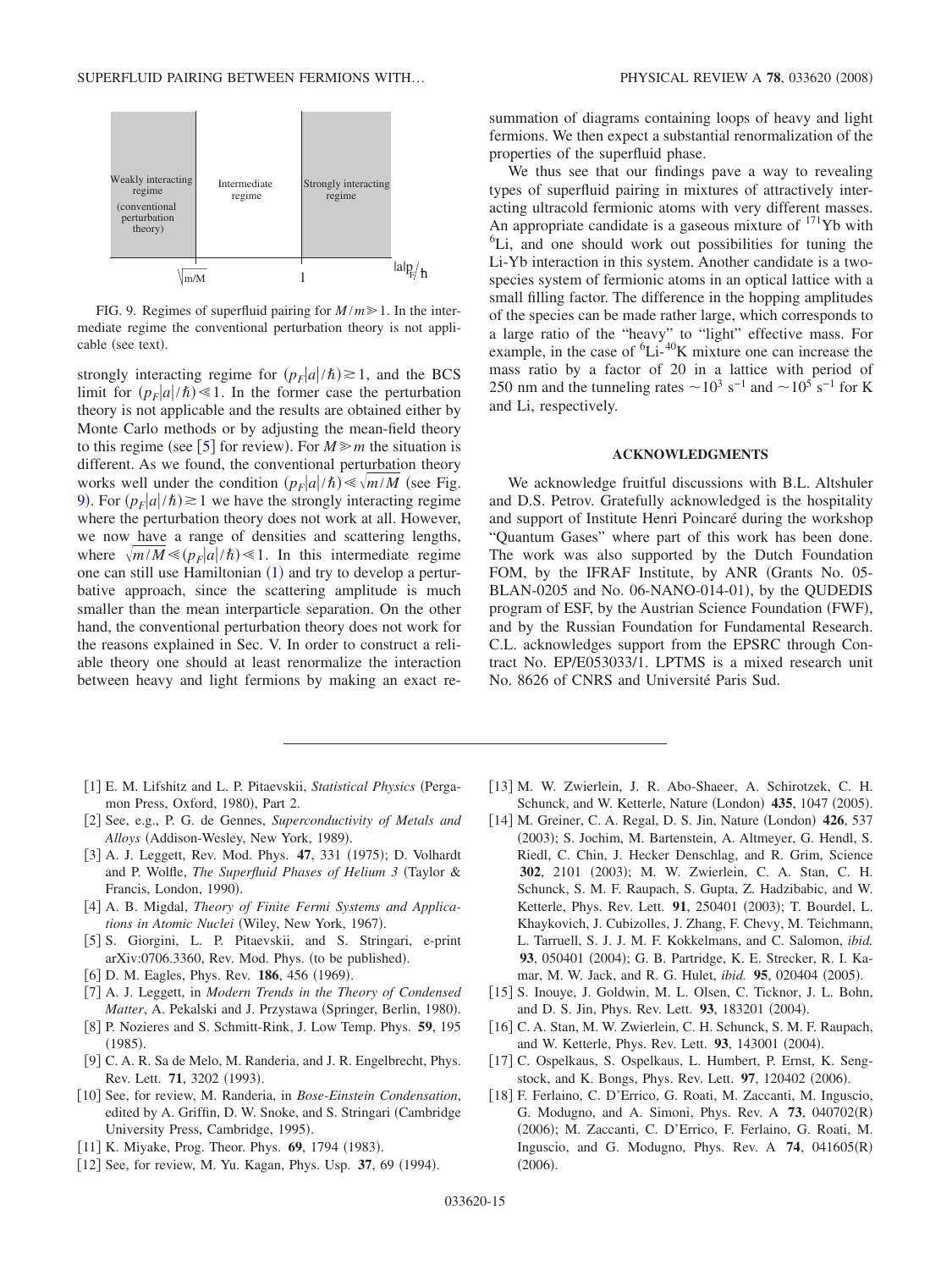Weakly interacting regime (conventional perturbation theory) | Intermediate regime | Strongly interacting regime

$\sqrt{m/M}$ 1 $|a|p_F/\hbar$

FIG. 9. Regimes of superfluid pairing for $M/m \gg 1$. In the intermediate regime the conventional perturbation theory is not applicable (see text).

strongly interacting regime for $(p_F|a|/\hbar) \gtrsim 1$, and the BCS limit for $(p_F|a|/\hbar) \ll 1$. In the former case the perturbation theory is not applicable and the results are obtained either by Monte Carlo methods or by adjusting the mean-field theory to this regime (see [5] for review). For $M \gg m$ the situation is different. As we found, the conventional perturbation theory works well under the condition $(p_F|a|/\hbar) \ll \sqrt{m/M}$ (see Fig. 9). For $(p_F|a|/\hbar) \gtrsim 1$ we have the strongly interacting regime where the perturbation theory does not work at all. However, we now have a range of densities and scattering lengths, where $\sqrt{m/M} \ll (p_F|a|/\hbar) \ll 1$. In this intermediate regime one can still use Hamiltonian (1) and try to develop a perturbative approach, since the scattering amplitude is much smaller than the mean interparticle separation. On the other hand, the conventional perturbation theory does not work for the reasons explained in Sec. V. In order to construct a reliable theory one should at least renormalize the interaction between heavy and light fermions by making an exact resummation of diagrams containing loops of heavy and light fermions. We then expect a substantial renormalization of the properties of the superfluid phase.

We thus see that our findings pave a way to revealing types of superfluid pairing in mixtures of attractively interacting ultracold fermionic atoms with very different masses. An appropriate candidate is a gaseous mixture of $^{171}$Yb with $^{6}$Li, and one should work out possibilities for tuning the Li-Yb interaction in this system. Another candidate is a two-species system of fermionic atoms in an optical lattice with a small filling factor. The difference in the hopping amplitudes of the species can be made rather large, which corresponds to a large ratio of the "heavy" to "light" effective mass. For example, in the case of $^{6}$Li-$^{40}$K mixture one can increase the mass ratio by a factor of 20 in a lattice with period of 250 nm and the tunneling rates $\sim 10^3$ s$^{-1}$ and $\sim 10^5$ s$^{-1}$ for K and Li, respectively.

## ACKNOWLEDGMENTS

We acknowledge fruitful discussions with B.L. Altshuler and D.S. Petrov. Gratefully acknowledged is the hospitality and support of Institute Henri Poincaré during the workshop "Quantum Gases" where part of this work has been done. The work was also supported by the Dutch Foundation FOM, by the IFRAF Institute, by ANR (Grants No. 05-BLAN-0205 and No. 06-NANO-014-01), by the QUDEDIS program of ESF, by the Austrian Science Foundation (FWF), and by the Russian Foundation for Fundamental Research. C.L. acknowledges support from the EPSRC through Contract No. EP/E053033/1. LPTMS is a mixed research unit No. 8626 of CNRS and Université Paris Sud.

---

[1] E. M. Lifshitz and L. P. Pitaevskii, *Statistical Physics* (Pergamon Press, Oxford, 1980), Part 2.

[2] See, e.g., P. G. de Gennes, *Superconductivity of Metals and Alloys* (Addison-Wesley, New York, 1989).

[3] A. J. Leggett, Rev. Mod. Phys. **47**, 331 (1975); D. Volhardt and P. Wolfle, *The Superfluid Phases of Helium 3* (Taylor & Francis, London, 1990).

[4] A. B. Migdal, *Theory of Finite Fermi Systems and Applications in Atomic Nuclei* (Wiley, New York, 1967).

[5] S. Giorgini, L. P. Pitaevskii, and S. Stringari, e-print arXiv:0706.3360, Rev. Mod. Phys. (to be published).

[6] D. M. Eagles, Phys. Rev. **186**, 456 (1969).

[7] A. J. Leggett, in *Modern Trends in the Theory of Condensed Matter*, A. Pekalski and J. Przystawa (Springer, Berlin, 1980).

[8] P. Nozieres and S. Schmitt-Rink, J. Low Temp. Phys. **59**, 195 (1985).

[9] C. A. R. Sa de Melo, M. Randeria, and J. R. Engelbrecht, Phys. Rev. Lett. **71**, 3202 (1993).

[10] See, for review, M. Randeria, in *Bose-Einstein Condensation*, edited by A. Griffin, D. W. Snoke, and S. Stringari (Cambridge University Press, Cambridge, 1995).

[11] K. Miyake, Prog. Theor. Phys. **69**, 1794 (1983).

[12] See, for review, M. Yu. Kagan, Phys. Usp. **37**, 69 (1994).

[13] M. W. Zwierlein, J. R. Abo-Shaeer, A. Schirotzek, C. H. Schunck, and W. Ketterle, Nature (London) **435**, 1047 (2005).

[14] M. Greiner, C. A. Regal, D. S. Jin, Nature (London) **426**, 537 (2003); S. Jochim, M. Bartenstein, A. Altmeyer, G. Hendl, S. Riedl, C. Chin, J. Hecker Denschlag, and R. Grim, Science **302**, 2101 (2003); M. W. Zwierlein, C. A. Stan, C. H. Schunck, S. M. F. Raupach, S. Gupta, Z. Hadzibabic, and W. Ketterle, Phys. Rev. Lett. **91**, 250401 (2003); T. Bourdel, L. Khaykovich, J. Cubizolles, J. Zhang, F. Chevy, M. Teichmann, L. Tarruell, S. J. J. M. F. Kokkelmans, and C. Salomon, *ibid.* **93**, 050401 (2004); G. B. Partridge, K. E. Strecker, R. I. Kamar, M. W. Jack, and R. G. Hulet, *ibid.* **95**, 020404 (2005).

[15] S. Inouye, J. Goldwin, M. L. Olsen, C. Ticknor, J. L. Bohn, and D. S. Jin, Phys. Rev. Lett. **93**, 183201 (2004).

[16] C. A. Stan, M. W. Zwierlein, C. H. Schunck, S. M. F. Raupach, and W. Ketterle, Phys. Rev. Lett. **93**, 143001 (2004).

[17] C. Ospelkaus, S. Ospelkaus, L. Humbert, P. Ernst, K. Sengstock, and K. Bongs, Phys. Rev. Lett. **97**, 120402 (2006).

[18] F. Ferlaino, C. D'Errico, G. Roati, M. Zaccanti, M. Inguscio, G. Modugno, and A. Simoni, Phys. Rev. A **73**, 040702(R) (2006); M. Zaccanti, C. D'Errico, F. Ferlaino, G. Roati, M. Inguscio, and G. Modugno, Phys. Rev. A **74**, 041605(R) (2006).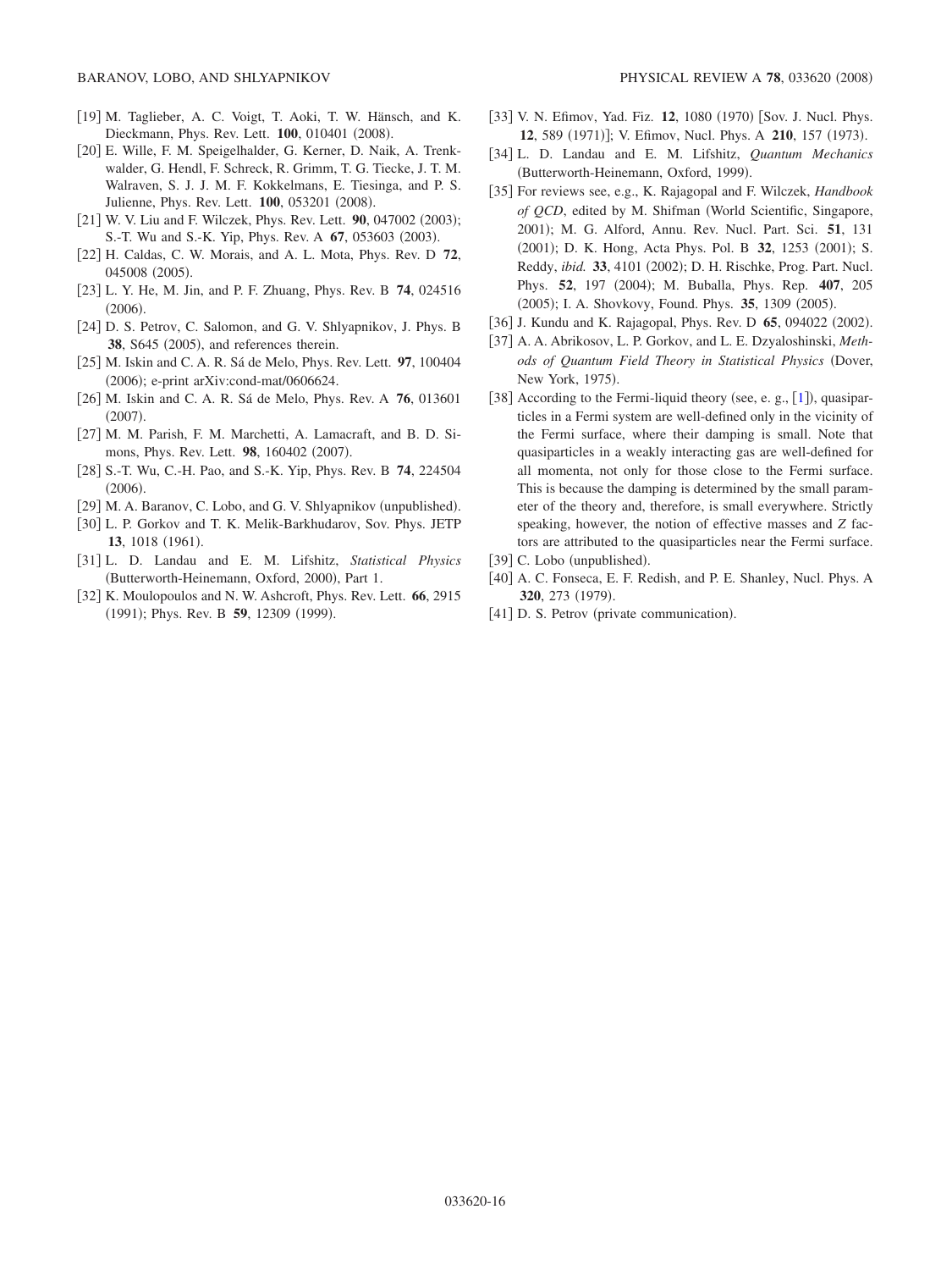[19] M. Taglieber, A. C. Voigt, T. Aoki, T. W. Hänsch, and K. Dieckmann, Phys. Rev. Lett. **100**, 010401 (2008).

[20] E. Wille, F. M. Speigelhalder, G. Kerner, D. Naik, A. Trenkwalder, G. Hendl, F. Schreck, R. Grimm, T. G. Tiecke, J. T. M. Walraven, S. J. J. M. F. Kokkelmans, E. Tiesinga, and P. S. Julienne, Phys. Rev. Lett. **100**, 053201 (2008).

[21] W. V. Liu and F. Wilczek, Phys. Rev. Lett. **90**, 047002 (2003); S.-T. Wu and S.-K. Yip, Phys. Rev. A **67**, 053603 (2003).

[22] H. Caldas, C. W. Morais, and A. L. Mota, Phys. Rev. D **72**, 045008 (2005).

[23] L. Y. He, M. Jin, and P. F. Zhuang, Phys. Rev. B **74**, 024516 (2006).

[24] D. S. Petrov, C. Salomon, and G. V. Shlyapnikov, J. Phys. B **38**, S645 (2005), and references therein.

[25] M. Iskin and C. A. R. Sá de Melo, Phys. Rev. Lett. **97**, 100404 (2006); e-print arXiv:cond-mat/0606624.

[26] M. Iskin and C. A. R. Sá de Melo, Phys. Rev. A **76**, 013601 (2007).

[27] M. M. Parish, F. M. Marchetti, A. Lamacraft, and B. D. Simons, Phys. Rev. Lett. **98**, 160402 (2007).

[28] S.-T. Wu, C.-H. Pao, and S.-K. Yip, Phys. Rev. B **74**, 224504 (2006).

[29] M. A. Baranov, C. Lobo, and G. V. Shlyapnikov (unpublished).

[30] L. P. Gorkov and T. K. Melik-Barkhudarov, Sov. Phys. JETP **13**, 1018 (1961).

[31] L. D. Landau and E. M. Lifshitz, *Statistical Physics* (Butterworth-Heinemann, Oxford, 2000), Part 1.

[32] K. Moulopoulos and N. W. Ashcroft, Phys. Rev. Lett. **66**, 2915 (1991); Phys. Rev. B **59**, 12309 (1999).

[33] V. N. Efimov, Yad. Fiz. **12**, 1080 (1970) [Sov. J. Nucl. Phys. **12**, 589 (1971)]; V. Efimov, Nucl. Phys. A **210**, 157 (1973).

[34] L. D. Landau and E. M. Lifshitz, *Quantum Mechanics* (Butterworth-Heinemann, Oxford, 1999).

[35] For reviews see, e.g., K. Rajagopal and F. Wilczek, *Handbook of QCD*, edited by M. Shifman (World Scientific, Singapore, 2001); M. G. Alford, Annu. Rev. Nucl. Part. Sci. **51**, 131 (2001); D. K. Hong, Acta Phys. Pol. B **32**, 1253 (2001); S. Reddy, *ibid.* **33**, 4101 (2002); D. H. Rischke, Prog. Part. Nucl. Phys. **52**, 197 (2004); M. Buballa, Phys. Rep. **407**, 205 (2005); I. A. Shovkovy, Found. Phys. **35**, 1309 (2005).

[36] J. Kundu and K. Rajagopal, Phys. Rev. D **65**, 094022 (2002).

[37] A. A. Abrikosov, L. P. Gorkov, and L. E. Dzyaloshinski, *Methods of Quantum Field Theory in Statistical Physics* (Dover, New York, 1975).

[38] According to the Fermi-liquid theory (see, e. g., [1]), quasiparticles in a Fermi system are well-defined only in the vicinity of the Fermi surface, where their damping is small. Note that quasiparticles in a weakly interacting gas are well-defined for all momenta, not only for those close to the Fermi surface. This is because the damping is determined by the small parameter of the theory and, therefore, is small everywhere. Strictly speaking, however, the notion of effective masses and $Z$ factors are attributed to the quasiparticles near the Fermi surface.

[39] C. Lobo (unpublished).

[40] A. C. Fonseca, E. F. Redish, and P. E. Shanley, Nucl. Phys. A **320**, 273 (1979).

[41] D. S. Petrov (private communication).